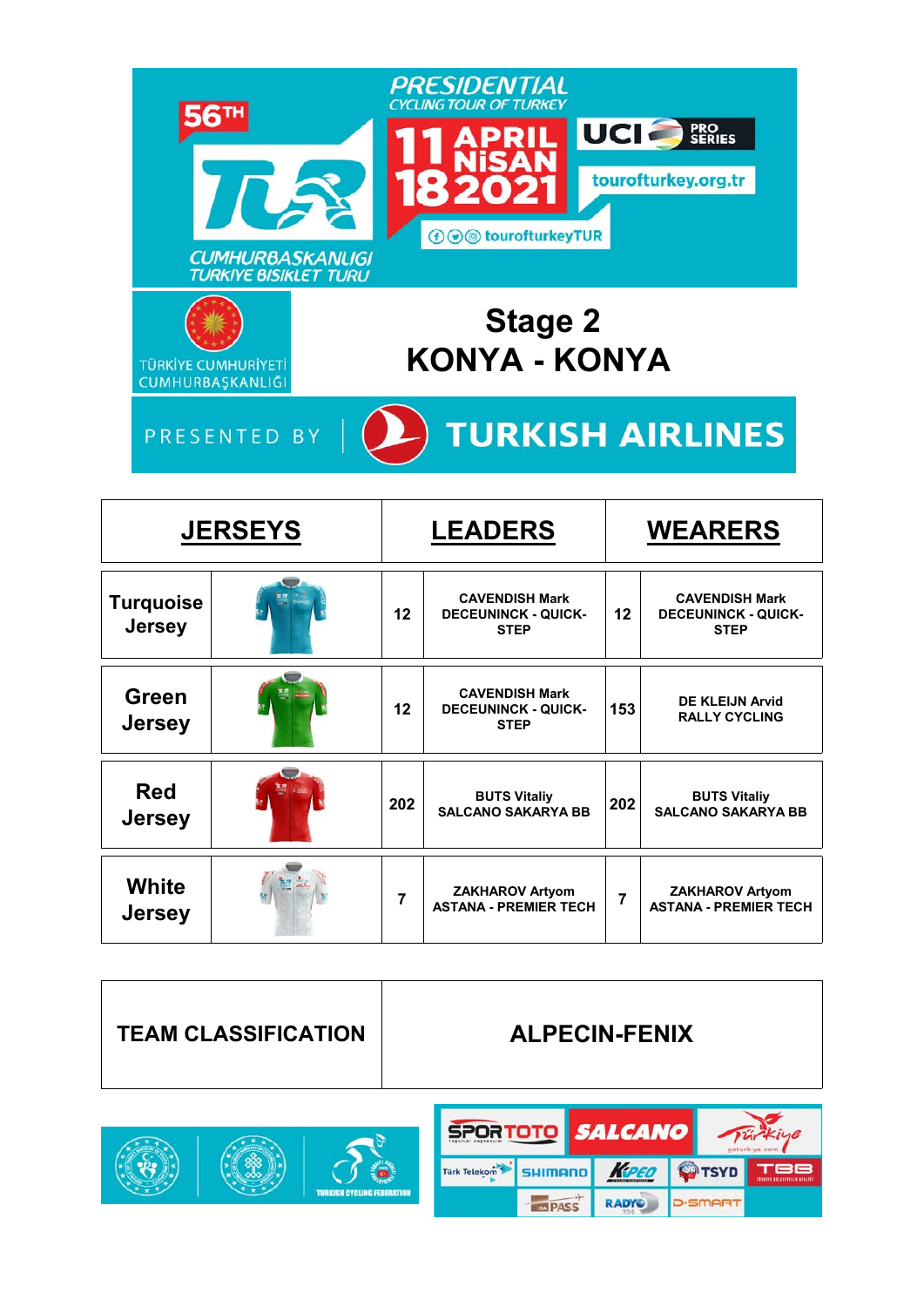# PRESIDENTIAL CYCLING TOUR OF TURKEY

56TH

CUMHURBAŞKANLIĞI TÜRKİYE BİSİKLET TURU

11 APRIL NİSAN 18 2021

UCI PRO SERIES

tourofturkey.org.tr

tourofturkeyTUR

TÜRKİYE CUMHURİYETİ CUMHURBAŞKANLIĞI

## Stage 2
## KONYA - KONYA

PRESENTED BY TURKISH AIRLINES

| JERSEYS | | LEADERS | | WEARERS | |
|---|---|---|---|---|---|
| Turquoise Jersey | | 12 | CAVENDISH Mark DECEUNINCK - QUICK-STEP | 12 | CAVENDISH Mark DECEUNINCK - QUICK-STEP |
| Green Jersey | | 12 | CAVENDISH Mark DECEUNINCK - QUICK-STEP | 153 | DE KLEIJN Arvid RALLY CYCLING |
| Red Jersey | | 202 | BUTS Vitaliy SALCANO SAKARYA BB | 202 | BUTS Vitaliy SALCANO SAKARYA BB |
| White Jersey | | 7 | ZAKHAROV Artyom ASTANA - PREMIER TECH | 7 | ZAKHAROV Artyom ASTANA - PREMIER TECH |

| TEAM CLASSIFICATION | ALPECIN-FENIX |
|---|---|

TURKISH CYCLING FEDERATION

SPORTOTO SALCANO Türkiye Türk Telekom SHIMANO KAPEO TSYD TBB PASS RADYO D-SMART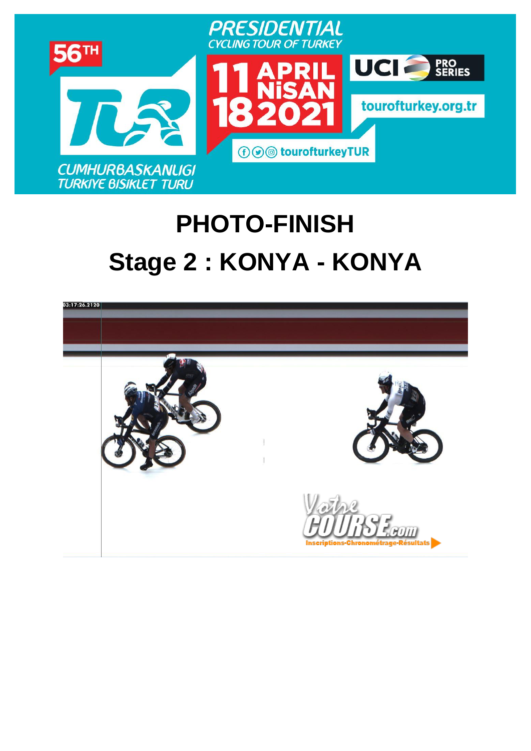# PHOTO-FINISH

# Stage 2 : KONYA - KONYA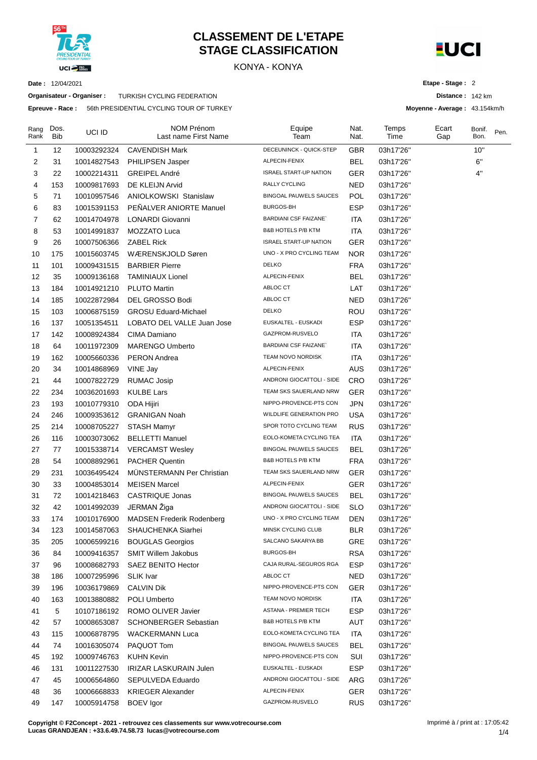# CLASSEMENT DE L'ETAPE
# STAGE CLASSIFICATION

KONYA - KONYA

**Date :** 12/04/2021

**Organisateur - Organiser :** TURKISH CYCLING FEDERATION

**Epreuve - Race :** 56th PRESIDENTIAL CYCLING TOUR OF TURKEY

**Etape - Stage :** 2

**Distance :** 142 km

**Moyenne - Average :** 43.154km/h

| Rang Rank | Dos. Bib | UCI ID | NOM Prénom Last name First Name | Equipe Team | Nat. Nat. | Temps Time | Ecart Gap | Bonif. Bon. | Pen. |
|---|---|---|---|---|---|---|---|---|---|
| 1 | 12 | 10003292324 | CAVENDISH Mark | DECEUNINCK - QUICK-STEP | GBR | 03h17'26'' | | 10'' | |
| 2 | 31 | 10014827543 | PHILIPSEN Jasper | ALPECIN-FENIX | BEL | 03h17'26'' | | 6'' | |
| 3 | 22 | 10002214311 | GREIPEL André | ISRAEL START-UP NATION | GER | 03h17'26'' | | 4'' | |
| 4 | 153 | 10009817693 | DE KLEIJN Arvid | RALLY CYCLING | NED | 03h17'26'' | | | |
| 5 | 71 | 10010957546 | ANIOLKOWSKI Stanislaw | BINGOAL PAUWELS SAUCES | POL | 03h17'26'' | | | |
| 6 | 83 | 10015391153 | PEÑALVER ANIORTE Manuel | BURGOS-BH | ESP | 03h17'26'' | | | |
| 7 | 62 | 10014704978 | LONARDI Giovanni | BARDIANI CSF FAIZANE` | ITA | 03h17'26'' | | | |
| 8 | 53 | 10014991837 | MOZZATO Luca | B&B HOTELS P/B KTM | ITA | 03h17'26'' | | | |
| 9 | 26 | 10007506366 | ZABEL Rick | ISRAEL START-UP NATION | GER | 03h17'26'' | | | |
| 10 | 175 | 10015603745 | WÆRENSKJOLD Søren | UNO - X PRO CYCLING TEAM | NOR | 03h17'26'' | | | |
| 11 | 101 | 10009431515 | BARBIER Pierre | DELKO | FRA | 03h17'26'' | | | |
| 12 | 35 | 10009136168 | TAMINIAUX Lionel | ALPECIN-FENIX | BEL | 03h17'26'' | | | |
| 13 | 184 | 10014921210 | PLUTO Martin | ABLOC CT | LAT | 03h17'26'' | | | |
| 14 | 185 | 10022872984 | DEL GROSSO Bodi | ABLOC CT | NED | 03h17'26'' | | | |
| 15 | 103 | 10006875159 | GROSU Eduard-Michael | DELKO | ROU | 03h17'26'' | | | |
| 16 | 137 | 10051354511 | LOBATO DEL VALLE Juan Jose | EUSKALTEL - EUSKADI | ESP | 03h17'26'' | | | |
| 17 | 142 | 10008924384 | CIMA Damiano | GAZPROM-RUSVELO | ITA | 03h17'26'' | | | |
| 18 | 64 | 10011972309 | MARENGO Umberto | BARDIANI CSF FAIZANE` | ITA | 03h17'26'' | | | |
| 19 | 162 | 10005660336 | PERON Andrea | TEAM NOVO NORDISK | ITA | 03h17'26'' | | | |
| 20 | 34 | 10014868969 | VINE Jay | ALPECIN-FENIX | AUS | 03h17'26'' | | | |
| 21 | 44 | 10007822729 | RUMAC Josip | ANDRONI GIOCATTOLI - SIDE | CRO | 03h17'26'' | | | |
| 22 | 234 | 10036201693 | KULBE Lars | TEAM SKS SAUERLAND NRW | GER | 03h17'26'' | | | |
| 23 | 193 | 10010779310 | ODA Hijiri | NIPPO-PROVENCE-PTS CON | JPN | 03h17'26'' | | | |
| 24 | 246 | 10009353612 | GRANIGAN Noah | WILDLIFE GENERATION PRO | USA | 03h17'26'' | | | |
| 25 | 214 | 10008705227 | STASH Mamyr | SPOR TOTO CYCLING TEAM | RUS | 03h17'26'' | | | |
| 26 | 116 | 10003073062 | BELLETTI Manuel | EOLO-KOMETA CYCLING TEA | ITA | 03h17'26'' | | | |
| 27 | 77 | 10015338714 | VERCAMST Wesley | BINGOAL PAUWELS SAUCES | BEL | 03h17'26'' | | | |
| 28 | 54 | 10008892961 | PACHER Quentin | B&B HOTELS P/B KTM | FRA | 03h17'26'' | | | |
| 29 | 231 | 10036495424 | MÜNSTERMANN Per Christian | TEAM SKS SAUERLAND NRW | GER | 03h17'26'' | | | |
| 30 | 33 | 10004853014 | MEISEN Marcel | ALPECIN-FENIX | GER | 03h17'26'' | | | |
| 31 | 72 | 10014218463 | CASTRIQUE Jonas | BINGOAL PAUWELS SAUCES | BEL | 03h17'26'' | | | |
| 32 | 42 | 10014992039 | JERMAN Žiga | ANDRONI GIOCATTOLI - SIDE | SLO | 03h17'26'' | | | |
| 33 | 174 | 10010176900 | MADSEN Frederik Rodenberg | UNO - X PRO CYCLING TEAM | DEN | 03h17'26'' | | | |
| 34 | 123 | 10014587063 | SHAUCHENKA Siarhei | MINSK CYCLING CLUB | BLR | 03h17'26'' | | | |
| 35 | 205 | 10006599216 | BOUGLAS Georgios | SALCANO SAKARYA BB | GRE | 03h17'26'' | | | |
| 36 | 84 | 10009416357 | SMIT Willem Jakobus | BURGOS-BH | RSA | 03h17'26'' | | | |
| 37 | 96 | 10008682793 | SAEZ BENITO Hector | CAJA RURAL-SEGUROS RGA | ESP | 03h17'26'' | | | |
| 38 | 186 | 10007295996 | SLIK Ivar | ABLOC CT | NED | 03h17'26'' | | | |
| 39 | 196 | 10036179869 | CALVIN Dik | NIPPO-PROVENCE-PTS CON | GER | 03h17'26'' | | | |
| 40 | 163 | 10013880882 | POLI Umberto | TEAM NOVO NORDISK | ITA | 03h17'26'' | | | |
| 41 | 5 | 10107186192 | ROMO OLIVER Javier | ASTANA - PREMIER TECH | ESP | 03h17'26'' | | | |
| 42 | 57 | 10008653087 | SCHONBERGER Sebastian | B&B HOTELS P/B KTM | AUT | 03h17'26'' | | | |
| 43 | 115 | 10006878795 | WACKERMANN Luca | EOLO-KOMETA CYCLING TEA | ITA | 03h17'26'' | | | |
| 44 | 74 | 10016305074 | PAQUOT Tom | BINGOAL PAUWELS SAUCES | BEL | 03h17'26'' | | | |
| 45 | 192 | 10009746763 | KUHN Kevin | NIPPO-PROVENCE-PTS CON | SUI | 03h17'26'' | | | |
| 46 | 131 | 10011227530 | IRIZAR LASKURAIN Julen | EUSKALTEL - EUSKADI | ESP | 03h17'26'' | | | |
| 47 | 45 | 10006564860 | SEPULVEDA Eduardo | ANDRONI GIOCATTOLI - SIDE | ARG | 03h17'26'' | | | |
| 48 | 36 | 10006668833 | KRIEGER Alexander | ALPECIN-FENIX | GER | 03h17'26'' | | | |
| 49 | 147 | 10005914758 | BOEV Igor | GAZPROM-RUSVELO | RUS | 03h17'26'' | | | |

**Copyright © F2Concept - 2021 - retrouvez ces classements sur www.votrecourse.com**
**Lucas GRANDJEAN : +33.6.49.74.58.73 lucas@votrecourse.com**

Imprimé à / print at : 17:05:42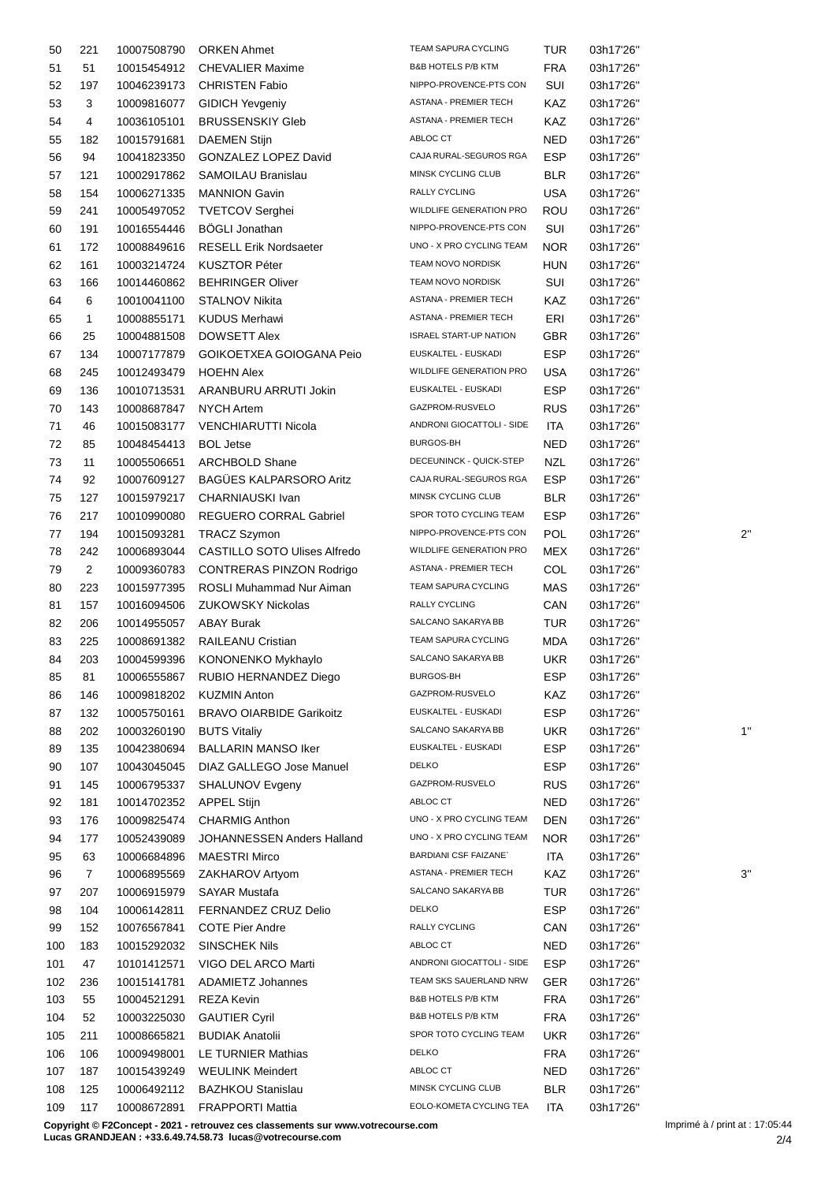| | | | | | | | |
|---|---|---|---|---|---|---|---|
| 50 | 221 | 10007508790 | ORKEN Ahmet | TEAM SAPURA CYCLING | TUR | 03h17'26'' | |
| 51 | 51 | 10015454912 | CHEVALIER Maxime | B&B HOTELS P/B KTM | FRA | 03h17'26'' | |
| 52 | 197 | 10046239173 | CHRISTEN Fabio | NIPPO-PROVENCE-PTS CON | SUI | 03h17'26'' | |
| 53 | 3 | 10009816077 | GIDICH Yevgeniy | ASTANA - PREMIER TECH | KAZ | 03h17'26'' | |
| 54 | 4 | 10036105101 | BRUSSENSKIY Gleb | ASTANA - PREMIER TECH | KAZ | 03h17'26'' | |
| 55 | 182 | 10015791681 | DAEMEN Stijn | ABLOC CT | NED | 03h17'26'' | |
| 56 | 94 | 10041823350 | GONZALEZ LOPEZ David | CAJA RURAL-SEGUROS RGA | ESP | 03h17'26'' | |
| 57 | 121 | 10002917862 | SAMOILAU Branislau | MINSK CYCLING CLUB | BLR | 03h17'26'' | |
| 58 | 154 | 10006271335 | MANNION Gavin | RALLY CYCLING | USA | 03h17'26'' | |
| 59 | 241 | 10005497052 | TVETCOV Serghei | WILDLIFE GENERATION PRO | ROU | 03h17'26'' | |
| 60 | 191 | 10016554446 | BÖGLI Jonathan | NIPPO-PROVENCE-PTS CON | SUI | 03h17'26'' | |
| 61 | 172 | 10008849616 | RESELL Erik Nordsaeter | UNO - X PRO CYCLING TEAM | NOR | 03h17'26'' | |
| 62 | 161 | 10003214724 | KUSZTOR Péter | TEAM NOVO NORDISK | HUN | 03h17'26'' | |
| 63 | 166 | 10014460862 | BEHRINGER Oliver | TEAM NOVO NORDISK | SUI | 03h17'26'' | |
| 64 | 6 | 10010041100 | STALNOV Nikita | ASTANA - PREMIER TECH | KAZ | 03h17'26'' | |
| 65 | 1 | 10008855171 | KUDUS Merhawi | ASTANA - PREMIER TECH | ERI | 03h17'26'' | |
| 66 | 25 | 10004881508 | DOWSETT Alex | ISRAEL START-UP NATION | GBR | 03h17'26'' | |
| 67 | 134 | 10007177879 | GOIKOETXEA GOIOGANA Peio | EUSKALTEL - EUSKADI | ESP | 03h17'26'' | |
| 68 | 245 | 10012493479 | HOEHN Alex | WILDLIFE GENERATION PRO | USA | 03h17'26'' | |
| 69 | 136 | 10010713531 | ARANBURU ARRUTI Jokin | EUSKALTEL - EUSKADI | ESP | 03h17'26'' | |
| 70 | 143 | 10008687847 | NYCH Artem | GAZPROM-RUSVELO | RUS | 03h17'26'' | |
| 71 | 46 | 10015083177 | VENCHIARUTTI Nicola | ANDRONI GIOCATTOLI - SIDE | ITA | 03h17'26'' | |
| 72 | 85 | 10048454413 | BOL Jetse | BURGOS-BH | NED | 03h17'26'' | |
| 73 | 11 | 10005506651 | ARCHBOLD Shane | DECEUNINCK - QUICK-STEP | NZL | 03h17'26'' | |
| 74 | 92 | 10007609127 | BAGÜES KALPARSORO Aritz | CAJA RURAL-SEGUROS RGA | ESP | 03h17'26'' | |
| 75 | 127 | 10015979217 | CHARNIAUSKI Ivan | MINSK CYCLING CLUB | BLR | 03h17'26'' | |
| 76 | 217 | 10010990080 | REGUERO CORRAL Gabriel | SPOR TOTO CYCLING TEAM | ESP | 03h17'26'' | |
| 77 | 194 | 10015093281 | TRACZ Szymon | NIPPO-PROVENCE-PTS CON | POL | 03h17'26'' | 2'' |
| 78 | 242 | 10006893044 | CASTILLO SOTO Ulises Alfredo | WILDLIFE GENERATION PRO | MEX | 03h17'26'' | |
| 79 | 2 | 10009360783 | CONTRERAS PINZON Rodrigo | ASTANA - PREMIER TECH | COL | 03h17'26'' | |
| 80 | 223 | 10015977395 | ROSLI Muhammad Nur Aiman | TEAM SAPURA CYCLING | MAS | 03h17'26'' | |
| 81 | 157 | 10016094506 | ZUKOWSKY Nickolas | RALLY CYCLING | CAN | 03h17'26'' | |
| 82 | 206 | 10014955057 | ABAY Burak | SALCANO SAKARYA BB | TUR | 03h17'26'' | |
| 83 | 225 | 10008691382 | RAILEANU Cristian | TEAM SAPURA CYCLING | MDA | 03h17'26'' | |
| 84 | 203 | 10004599396 | KONONENKO Mykhaylo | SALCANO SAKARYA BB | UKR | 03h17'26'' | |
| 85 | 81 | 10006555867 | RUBIO HERNANDEZ Diego | BURGOS-BH | ESP | 03h17'26'' | |
| 86 | 146 | 10009818202 | KUZMIN Anton | GAZPROM-RUSVELO | KAZ | 03h17'26'' | |
| 87 | 132 | 10005750161 | BRAVO OIARBIDE Garikoitz | EUSKALTEL - EUSKADI | ESP | 03h17'26'' | |
| 88 | 202 | 10003260190 | BUTS Vitaliy | SALCANO SAKARYA BB | UKR | 03h17'26'' | 1'' |
| 89 | 135 | 10042380694 | BALLARIN MANSO Iker | EUSKALTEL - EUSKADI | ESP | 03h17'26'' | |
| 90 | 107 | 10043045045 | DIAZ GALLEGO Jose Manuel | DELKO | ESP | 03h17'26'' | |
| 91 | 145 | 10006795337 | SHALUNOV Evgeny | GAZPROM-RUSVELO | RUS | 03h17'26'' | |
| 92 | 181 | 10014702352 | APPEL Stijn | ABLOC CT | NED | 03h17'26'' | |
| 93 | 176 | 10009825474 | CHARMIG Anthon | UNO - X PRO CYCLING TEAM | DEN | 03h17'26'' | |
| 94 | 177 | 10052439089 | JOHANNESSEN Anders Halland | UNO - X PRO CYCLING TEAM | NOR | 03h17'26'' | |
| 95 | 63 | 10006684896 | MAESTRI Mirco | BARDIANI CSF FAIZANE` | ITA | 03h17'26'' | |
| 96 | 7 | 10006895569 | ZAKHAROV Artyom | ASTANA - PREMIER TECH | KAZ | 03h17'26'' | 3'' |
| 97 | 207 | 10006915979 | SAYAR Mustafa | SALCANO SAKARYA BB | TUR | 03h17'26'' | |
| 98 | 104 | 10006142811 | FERNANDEZ CRUZ Delio | DELKO | ESP | 03h17'26'' | |
| 99 | 152 | 10076567841 | COTE Pier Andre | RALLY CYCLING | CAN | 03h17'26'' | |
| 100 | 183 | 10015292032 | SINSCHEK Nils | ABLOC CT | NED | 03h17'26'' | |
| 101 | 47 | 10101412571 | VIGO DEL ARCO Marti | ANDRONI GIOCATTOLI - SIDE | ESP | 03h17'26'' | |
| 102 | 236 | 10015141781 | ADAMIETZ Johannes | TEAM SKS SAUERLAND NRW | GER | 03h17'26'' | |
| 103 | 55 | 10004521291 | REZA Kevin | B&B HOTELS P/B KTM | FRA | 03h17'26'' | |
| 104 | 52 | 10003225030 | GAUTIER Cyril | B&B HOTELS P/B KTM | FRA | 03h17'26'' | |
| 105 | 211 | 10008665821 | BUDIAK Anatolii | SPOR TOTO CYCLING TEAM | UKR | 03h17'26'' | |
| 106 | 106 | 10009498001 | LE TURNIER Mathias | DELKO | FRA | 03h17'26'' | |
| 107 | 187 | 10015439249 | WEULINK Meindert | ABLOC CT | NED | 03h17'26'' | |
| 108 | 125 | 10006492112 | BAZHKOU Stanislau | MINSK CYCLING CLUB | BLR | 03h17'26'' | |
| 109 | 117 | 10008672891 | FRAPPORTI Mattia | EOLO-KOMETA CYCLING TEA | ITA | 03h17'26'' | |

**Copyright © F2Concept - 2021 - retrouvez ces classements sur www.votrecourse.com**
**Lucas GRANDJEAN : +33.6.49.74.58.73 lucas@votrecourse.com**

Imprimé à / print at : 17:05:44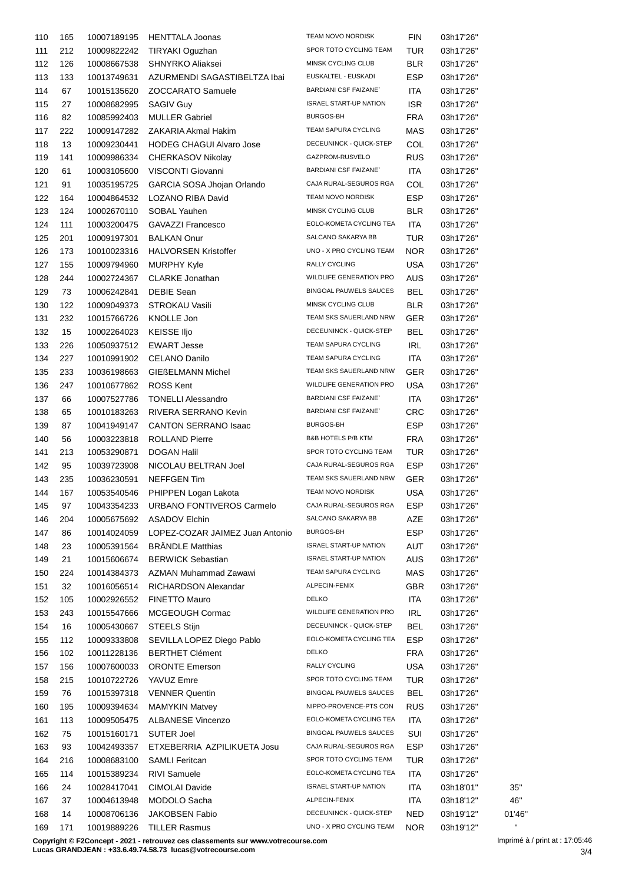| | | | | | | | |
|---|---|---|---|---|---|---|---|
| 110 | 165 | 10007189195 | HENTTALA Joonas | TEAM NOVO NORDISK | FIN | 03h17'26'' | |
| 111 | 212 | 10009822242 | TIRYAKI Oguzhan | SPOR TOTO CYCLING TEAM | TUR | 03h17'26'' | |
| 112 | 126 | 10008667538 | SHNYRKO Aliaksei | MINSK CYCLING CLUB | BLR | 03h17'26'' | |
| 113 | 133 | 10013749631 | AZURMENDI SAGASTIBELTZA Ibai | EUSKALTEL - EUSKADI | ESP | 03h17'26'' | |
| 114 | 67 | 10015135620 | ZOCCARATO Samuele | BARDIANI CSF FAIZANE` | ITA | 03h17'26'' | |
| 115 | 27 | 10008682995 | SAGIV Guy | ISRAEL START-UP NATION | ISR | 03h17'26'' | |
| 116 | 82 | 10085992403 | MULLER Gabriel | BURGOS-BH | FRA | 03h17'26'' | |
| 117 | 222 | 10009147282 | ZAKARIA Akmal Hakim | TEAM SAPURA CYCLING | MAS | 03h17'26'' | |
| 118 | 13 | 10009230441 | HODEG CHAGUI Alvaro Jose | DECEUNINCK - QUICK-STEP | COL | 03h17'26'' | |
| 119 | 141 | 10009986334 | CHERKASOV Nikolay | GAZPROM-RUSVELO | RUS | 03h17'26'' | |
| 120 | 61 | 10003105600 | VISCONTI Giovanni | BARDIANI CSF FAIZANE` | ITA | 03h17'26'' | |
| 121 | 91 | 10035195725 | GARCIA SOSA Jhojan Orlando | CAJA RURAL-SEGUROS RGA | COL | 03h17'26'' | |
| 122 | 164 | 10004864532 | LOZANO RIBA David | TEAM NOVO NORDISK | ESP | 03h17'26'' | |
| 123 | 124 | 10002670110 | SOBAL Yauhen | MINSK CYCLING CLUB | BLR | 03h17'26'' | |
| 124 | 111 | 10003200475 | GAVAZZI Francesco | EOLO-KOMETA CYCLING TEA | ITA | 03h17'26'' | |
| 125 | 201 | 10009197301 | BALKAN Onur | SALCANO SAKARYA BB | TUR | 03h17'26'' | |
| 126 | 173 | 10010023316 | HALVORSEN Kristoffer | UNO - X PRO CYCLING TEAM | NOR | 03h17'26'' | |
| 127 | 155 | 10009794960 | MURPHY Kyle | RALLY CYCLING | USA | 03h17'26'' | |
| 128 | 244 | 10002724367 | CLARKE Jonathan | WILDLIFE GENERATION PRO | AUS | 03h17'26'' | |
| 129 | 73 | 10006242841 | DEBIE Sean | BINGOAL PAUWELS SAUCES | BEL | 03h17'26'' | |
| 130 | 122 | 10009049373 | STROKAU Vasili | MINSK CYCLING CLUB | BLR | 03h17'26'' | |
| 131 | 232 | 10015766726 | KNOLLE Jon | TEAM SKS SAUERLAND NRW | GER | 03h17'26'' | |
| 132 | 15 | 10002264023 | KEISSE Iljo | DECEUNINCK - QUICK-STEP | BEL | 03h17'26'' | |
| 133 | 226 | 10050937512 | EWART Jesse | TEAM SAPURA CYCLING | IRL | 03h17'26'' | |
| 134 | 227 | 10010991902 | CELANO Danilo | TEAM SAPURA CYCLING | ITA | 03h17'26'' | |
| 135 | 233 | 10036198663 | GIEßELMANN Michel | TEAM SKS SAUERLAND NRW | GER | 03h17'26'' | |
| 136 | 247 | 10010677862 | ROSS Kent | WILDLIFE GENERATION PRO | USA | 03h17'26'' | |
| 137 | 66 | 10007527786 | TONELLI Alessandro | BARDIANI CSF FAIZANE` | ITA | 03h17'26'' | |
| 138 | 65 | 10010183263 | RIVERA SERRANO Kevin | BARDIANI CSF FAIZANE` | CRC | 03h17'26'' | |
| 139 | 87 | 10041949147 | CANTON SERRANO Isaac | BURGOS-BH | ESP | 03h17'26'' | |
| 140 | 56 | 10003223818 | ROLLAND Pierre | B&B HOTELS P/B KTM | FRA | 03h17'26'' | |
| 141 | 213 | 10053290871 | DOGAN Halil | SPOR TOTO CYCLING TEAM | TUR | 03h17'26'' | |
| 142 | 95 | 10039723908 | NICOLAU BELTRAN Joel | CAJA RURAL-SEGUROS RGA | ESP | 03h17'26'' | |
| 143 | 235 | 10036230591 | NEFFGEN Tim | TEAM SKS SAUERLAND NRW | GER | 03h17'26'' | |
| 144 | 167 | 10053540546 | PHIPPEN Logan Lakota | TEAM NOVO NORDISK | USA | 03h17'26'' | |
| 145 | 97 | 10043354233 | URBANO FONTIVEROS Carmelo | CAJA RURAL-SEGUROS RGA | ESP | 03h17'26'' | |
| 146 | 204 | 10005675692 | ASADOV Elchin | SALCANO SAKARYA BB | AZE | 03h17'26'' | |
| 147 | 86 | 10014024059 | LOPEZ-COZAR JAIMEZ Juan Antonio | BURGOS-BH | ESP | 03h17'26'' | |
| 148 | 23 | 10005391564 | BRÄNDLE Matthias | ISRAEL START-UP NATION | AUT | 03h17'26'' | |
| 149 | 21 | 10015606674 | BERWICK Sebastian | ISRAEL START-UP NATION | AUS | 03h17'26'' | |
| 150 | 224 | 10014384373 | AZMAN Muhammad Zawawi | TEAM SAPURA CYCLING | MAS | 03h17'26'' | |
| 151 | 32 | 10016056514 | RICHARDSON Alexandar | ALPECIN-FENIX | GBR | 03h17'26'' | |
| 152 | 105 | 10002926552 | FINETTO Mauro | DELKO | ITA | 03h17'26'' | |
| 153 | 243 | 10015547666 | MCGEOUGH Cormac | WILDLIFE GENERATION PRO | IRL | 03h17'26'' | |
| 154 | 16 | 10005430667 | STEELS Stijn | DECEUNINCK - QUICK-STEP | BEL | 03h17'26'' | |
| 155 | 112 | 10009333808 | SEVILLA LOPEZ Diego Pablo | EOLO-KOMETA CYCLING TEA | ESP | 03h17'26'' | |
| 156 | 102 | 10011228136 | BERTHET Clément | DELKO | FRA | 03h17'26'' | |
| 157 | 156 | 10007600033 | ORONTE Emerson | RALLY CYCLING | USA | 03h17'26'' | |
| 158 | 215 | 10010722726 | YAVUZ Emre | SPOR TOTO CYCLING TEAM | TUR | 03h17'26'' | |
| 159 | 76 | 10015397318 | VENNER Quentin | BINGOAL PAUWELS SAUCES | BEL | 03h17'26'' | |
| 160 | 195 | 10009394634 | MAMYKIN Matvey | NIPPO-PROVENCE-PTS CON | RUS | 03h17'26'' | |
| 161 | 113 | 10009505475 | ALBANESE Vincenzo | EOLO-KOMETA CYCLING TEA | ITA | 03h17'26'' | |
| 162 | 75 | 10015160171 | SUTER Joel | BINGOAL PAUWELS SAUCES | SUI | 03h17'26'' | |
| 163 | 93 | 10042493357 | ETXEBERRIA AZPILIKUETA Josu | CAJA RURAL-SEGUROS RGA | ESP | 03h17'26'' | |
| 164 | 216 | 10008683100 | SAMLI Feritcan | SPOR TOTO CYCLING TEAM | TUR | 03h17'26'' | |
| 165 | 114 | 10015389234 | RIVI Samuele | EOLO-KOMETA CYCLING TEA | ITA | 03h17'26'' | |
| 166 | 24 | 10028417041 | CIMOLAI Davide | ISRAEL START-UP NATION | ITA | 03h18'01'' | 35'' |
| 167 | 37 | 10004613948 | MODOLO Sacha | ALPECIN-FENIX | ITA | 03h18'12'' | 46'' |
| 168 | 14 | 10008706136 | JAKOBSEN Fabio | DECEUNINCK - QUICK-STEP | NED | 03h19'12'' | 01'46'' |
| 169 | 171 | 10019889226 | TILLER Rasmus | UNO - X PRO CYCLING TEAM | NOR | 03h19'12'' | '' |

**Copyright © F2Concept - 2021 - retrouvez ces classements sur www.votrecourse.com**
**Lucas GRANDJEAN : +33.6.49.74.58.73 lucas@votrecourse.com**

Imprimé à / print at : 17:05:46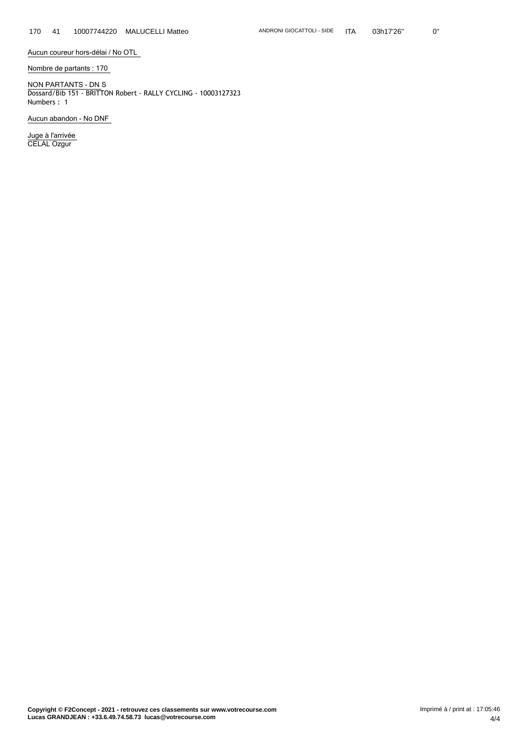| 170 | 41 | 10007744220 | MALUCELLI Matteo | ANDRONI GIOCATTOLI - SIDE | ITA | 03h17'26'' | 0'' |
|---|---|---|---|---|---|---|---|

Aucun coureur hors-délai / No OTL

Nombre de partants : 170

NON PARTANTS - DN S
Dossard/Bib 151 - BRITTON Robert - RALLY CYCLING - 10003127323
Numbers : 1

Aucun abandon - No DNF

Juge à l'arrivée
CELAL Ozgur

**Copyright © F2Concept - 2021 - retrouvez ces classements sur www.votrecourse.com**
**Lucas GRANDJEAN : +33.6.49.74.58.73 lucas@votrecourse.com**

Imprimé à / print at : 17:05:46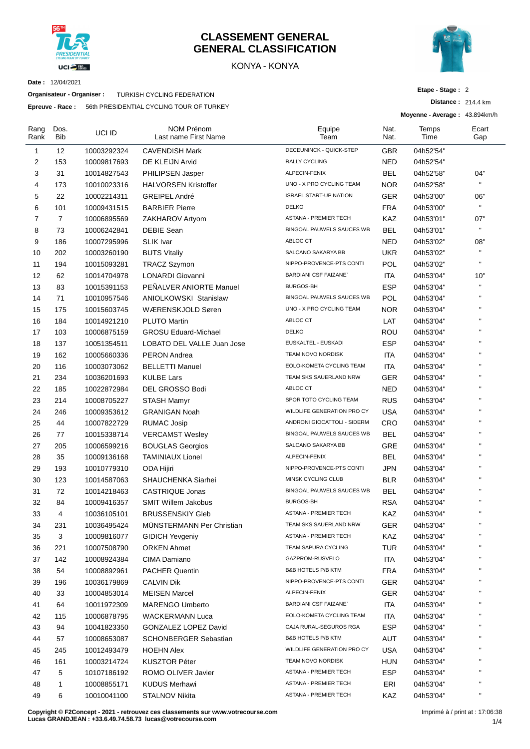# CLASSEMENT GENERAL
# GENERAL CLASSIFICATION

KONYA - KONYA

**Date :** 12/04/2021

**Organisateur - Organiser :** TURKISH CYCLING FEDERATION

**Epreuve - Race :** 56th PRESIDENTIAL CYCLING TOUR OF TURKEY

**Etape - Stage :** 2

**Distance :** 214.4 km

**Moyenne - Average :** 43.894km/h

| Rang Rank | Dos. Bib | UCI ID | NOM Prénom Last name First Name | Equipe Team | Nat. Nat. | Temps Time | Ecart Gap |
|---|---|---|---|---|---|---|---|
| 1 | 12 | 10003292324 | CAVENDISH Mark | DECEUNINCK - QUICK-STEP | GBR | 04h52'54'' | |
| 2 | 153 | 10009817693 | DE KLEIJN Arvid | RALLY CYCLING | NED | 04h52'54'' | |
| 3 | 31 | 10014827543 | PHILIPSEN Jasper | ALPECIN-FENIX | BEL | 04h52'58'' | 04'' |
| 4 | 173 | 10010023316 | HALVORSEN Kristoffer | UNO - X PRO CYCLING TEAM | NOR | 04h52'58'' | '' |
| 5 | 22 | 10002214311 | GREIPEL André | ISRAEL START-UP NATION | GER | 04h53'00'' | 06'' |
| 6 | 101 | 10009431515 | BARBIER Pierre | DELKO | FRA | 04h53'00'' | '' |
| 7 | 7 | 10006895569 | ZAKHAROV Artyom | ASTANA - PREMIER TECH | KAZ | 04h53'01'' | 07'' |
| 8 | 73 | 10006242841 | DEBIE Sean | BINGOAL PAUWELS SAUCES WB | BEL | 04h53'01'' | '' |
| 9 | 186 | 10007295996 | SLIK Ivar | ABLOC CT | NED | 04h53'02'' | 08'' |
| 10 | 202 | 10003260190 | BUTS Vitaliy | SALCANO SAKARYA BB | UKR | 04h53'02'' | '' |
| 11 | 194 | 10015093281 | TRACZ Szymon | NIPPO-PROVENCE-PTS CONTI | POL | 04h53'02'' | '' |
| 12 | 62 | 10014704978 | LONARDI Giovanni | BARDIANI CSF FAIZANE` | ITA | 04h53'04'' | 10'' |
| 13 | 83 | 10015391153 | PEÑALVER ANIORTE Manuel | BURGOS-BH | ESP | 04h53'04'' | '' |
| 14 | 71 | 10010957546 | ANIOLKOWSKI Stanislaw | BINGOAL PAUWELS SAUCES WB | POL | 04h53'04'' | '' |
| 15 | 175 | 10015603745 | WÆRENSKJOLD Søren | UNO - X PRO CYCLING TEAM | NOR | 04h53'04'' | '' |
| 16 | 184 | 10014921210 | PLUTO Martin | ABLOC CT | LAT | 04h53'04'' | '' |
| 17 | 103 | 10006875159 | GROSU Eduard-Michael | DELKO | ROU | 04h53'04'' | '' |
| 18 | 137 | 10051354511 | LOBATO DEL VALLE Juan Jose | EUSKALTEL - EUSKADI | ESP | 04h53'04'' | '' |
| 19 | 162 | 10005660336 | PERON Andrea | TEAM NOVO NORDISK | ITA | 04h53'04'' | '' |
| 20 | 116 | 10003073062 | BELLETTI Manuel | EOLO-KOMETA CYCLING TEAM | ITA | 04h53'04'' | '' |
| 21 | 234 | 10036201693 | KULBE Lars | TEAM SKS SAUERLAND NRW | GER | 04h53'04'' | '' |
| 22 | 185 | 10022872984 | DEL GROSSO Bodi | ABLOC CT | NED | 04h53'04'' | '' |
| 23 | 214 | 10008705227 | STASH Mamyr | SPOR TOTO CYCLING TEAM | RUS | 04h53'04'' | '' |
| 24 | 246 | 10009353612 | GRANIGAN Noah | WILDLIFE GENERATION PRO CY | USA | 04h53'04'' | '' |
| 25 | 44 | 10007822729 | RUMAC Josip | ANDRONI GIOCATTOLI - SIDERM | CRO | 04h53'04'' | '' |
| 26 | 77 | 10015338714 | VERCAMST Wesley | BINGOAL PAUWELS SAUCES WB | BEL | 04h53'04'' | '' |
| 27 | 205 | 10006599216 | BOUGLAS Georgios | SALCANO SAKARYA BB | GRE | 04h53'04'' | '' |
| 28 | 35 | 10009136168 | TAMINIAUX Lionel | ALPECIN-FENIX | BEL | 04h53'04'' | '' |
| 29 | 193 | 10010779310 | ODA Hijiri | NIPPO-PROVENCE-PTS CONTI | JPN | 04h53'04'' | '' |
| 30 | 123 | 10014587063 | SHAUCHENKA Siarhei | MINSK CYCLING CLUB | BLR | 04h53'04'' | '' |
| 31 | 72 | 10014218463 | CASTRIQUE Jonas | BINGOAL PAUWELS SAUCES WB | BEL | 04h53'04'' | '' |
| 32 | 84 | 10009416357 | SMIT Willem Jakobus | BURGOS-BH | RSA | 04h53'04'' | '' |
| 33 | 4 | 10036105101 | BRUSSENSKIY Gleb | ASTANA - PREMIER TECH | KAZ | 04h53'04'' | '' |
| 34 | 231 | 10036495424 | MÜNSTERMANN Per Christian | TEAM SKS SAUERLAND NRW | GER | 04h53'04'' | '' |
| 35 | 3 | 10009816077 | GIDICH Yevgeniy | ASTANA - PREMIER TECH | KAZ | 04h53'04'' | '' |
| 36 | 221 | 10007508790 | ORKEN Ahmet | TEAM SAPURA CYCLING | TUR | 04h53'04'' | '' |
| 37 | 142 | 10008924384 | CIMA Damiano | GAZPROM-RUSVELO | ITA | 04h53'04'' | '' |
| 38 | 54 | 10008892961 | PACHER Quentin | B&B HOTELS P/B KTM | FRA | 04h53'04'' | '' |
| 39 | 196 | 10036179869 | CALVIN Dik | NIPPO-PROVENCE-PTS CONTI | GER | 04h53'04'' | '' |
| 40 | 33 | 10004853014 | MEISEN Marcel | ALPECIN-FENIX | GER | 04h53'04'' | '' |
| 41 | 64 | 10011972309 | MARENGO Umberto | BARDIANI CSF FAIZANE` | ITA | 04h53'04'' | '' |
| 42 | 115 | 10006878795 | WACKERMANN Luca | EOLO-KOMETA CYCLING TEAM | ITA | 04h53'04'' | '' |
| 43 | 94 | 10041823350 | GONZALEZ LOPEZ David | CAJA RURAL-SEGUROS RGA | ESP | 04h53'04'' | '' |
| 44 | 57 | 10008653087 | SCHONBERGER Sebastian | B&B HOTELS P/B KTM | AUT | 04h53'04'' | '' |
| 45 | 245 | 10012493479 | HOEHN Alex | WILDLIFE GENERATION PRO CY | USA | 04h53'04'' | '' |
| 46 | 161 | 10003214724 | KUSZTOR Péter | TEAM NOVO NORDISK | HUN | 04h53'04'' | '' |
| 47 | 5 | 10107186192 | ROMO OLIVER Javier | ASTANA - PREMIER TECH | ESP | 04h53'04'' | '' |
| 48 | 1 | 10008855171 | KUDUS Merhawi | ASTANA - PREMIER TECH | ERI | 04h53'04'' | '' |
| 49 | 6 | 10010041100 | STALNOV Nikita | ASTANA - PREMIER TECH | KAZ | 04h53'04'' | '' |

**Copyright © F2Concept - 2021 - retrouvez ces classements sur www.votrecourse.com**
**Lucas GRANDJEAN : +33.6.49.74.58.73 lucas@votrecourse.com**

Imprimé à / print at : 17:06:38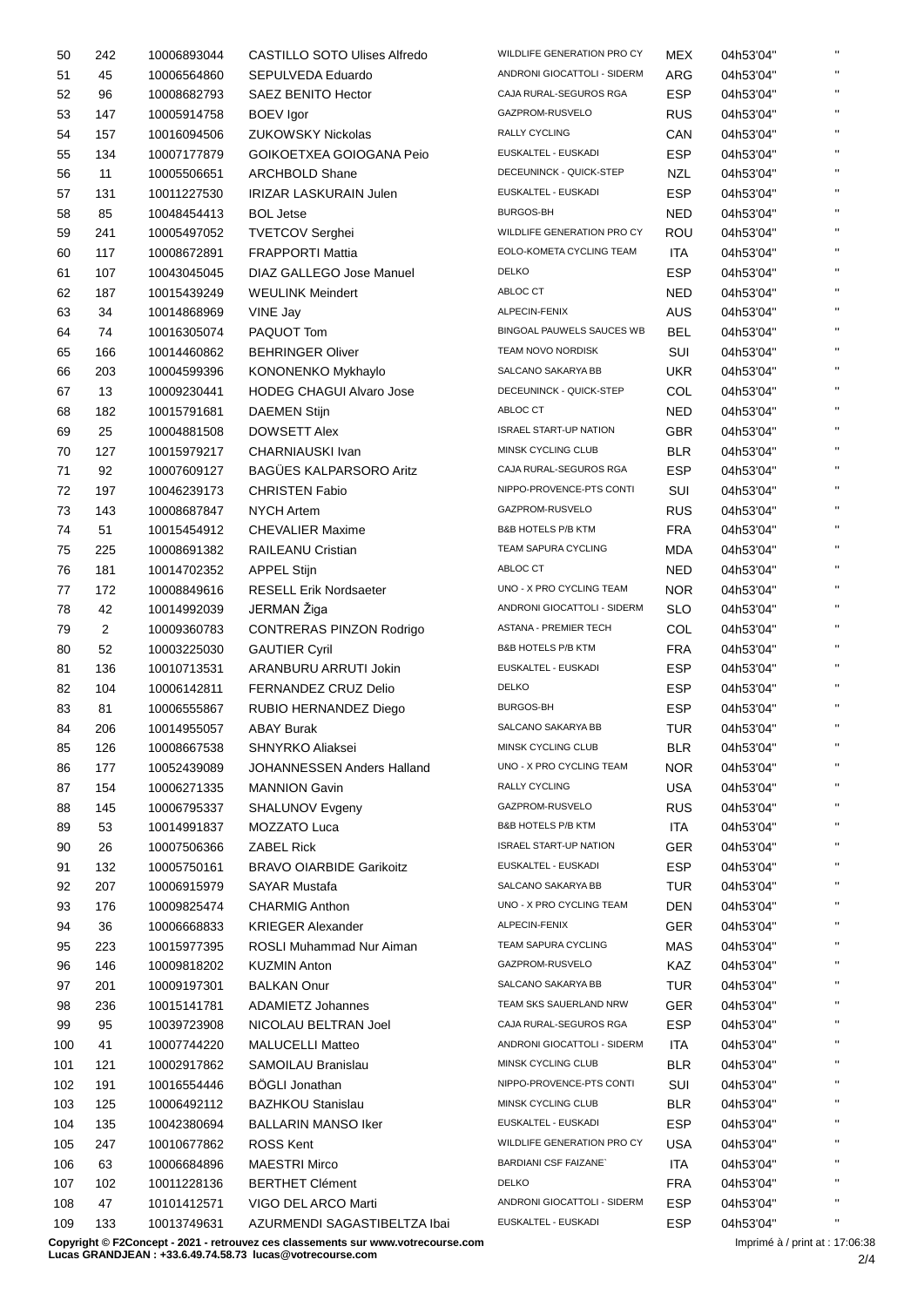| | | | | | | | |
|---|---|---|---|---|---|---|---|
| 50 | 242 | 10006893044 | CASTILLO SOTO Ulises Alfredo | WILDLIFE GENERATION PRO CY | MEX | 04h53'04'' | " |
| 51 | 45 | 10006564860 | SEPULVEDA Eduardo | ANDRONI GIOCATTOLI - SIDERM | ARG | 04h53'04'' | " |
| 52 | 96 | 10008682793 | SAEZ BENITO Hector | CAJA RURAL-SEGUROS RGA | ESP | 04h53'04'' | " |
| 53 | 147 | 10005914758 | BOEV Igor | GAZPROM-RUSVELO | RUS | 04h53'04'' | " |
| 54 | 157 | 10016094506 | ZUKOWSKY Nickolas | RALLY CYCLING | CAN | 04h53'04'' | " |
| 55 | 134 | 10007177879 | GOIKOETXEA GOIOGANA Peio | EUSKALTEL - EUSKADI | ESP | 04h53'04'' | " |
| 56 | 11 | 10005506651 | ARCHBOLD Shane | DECEUNINCK - QUICK-STEP | NZL | 04h53'04'' | " |
| 57 | 131 | 10011227530 | IRIZAR LASKURAIN Julen | EUSKALTEL - EUSKADI | ESP | 04h53'04'' | " |
| 58 | 85 | 10048454413 | BOL Jetse | BURGOS-BH | NED | 04h53'04'' | " |
| 59 | 241 | 10005497052 | TVETCOV Serghei | WILDLIFE GENERATION PRO CY | ROU | 04h53'04'' | " |
| 60 | 117 | 10008672891 | FRAPPORTI Mattia | EOLO-KOMETA CYCLING TEAM | ITA | 04h53'04'' | " |
| 61 | 107 | 10043045045 | DIAZ GALLEGO Jose Manuel | DELKO | ESP | 04h53'04'' | " |
| 62 | 187 | 10015439249 | WEULINK Meindert | ABLOC CT | NED | 04h53'04'' | " |
| 63 | 34 | 10014868969 | VINE Jay | ALPECIN-FENIX | AUS | 04h53'04'' | " |
| 64 | 74 | 10016305074 | PAQUOT Tom | BINGOAL PAUWELS SAUCES WB | BEL | 04h53'04'' | " |
| 65 | 166 | 10014460862 | BEHRINGER Oliver | TEAM NOVO NORDISK | SUI | 04h53'04'' | " |
| 66 | 203 | 10004599396 | KONONENKO Mykhaylo | SALCANO SAKARYA BB | UKR | 04h53'04'' | " |
| 67 | 13 | 10009230441 | HODEG CHAGUI Alvaro Jose | DECEUNINCK - QUICK-STEP | COL | 04h53'04'' | " |
| 68 | 182 | 10015791681 | DAEMEN Stijn | ABLOC CT | NED | 04h53'04'' | " |
| 69 | 25 | 10004881508 | DOWSETT Alex | ISRAEL START-UP NATION | GBR | 04h53'04'' | " |
| 70 | 127 | 10015979217 | CHARNIAUSKI Ivan | MINSK CYCLING CLUB | BLR | 04h53'04'' | " |
| 71 | 92 | 10007609127 | BAGÜES KALPARSORO Aritz | CAJA RURAL-SEGUROS RGA | ESP | 04h53'04'' | " |
| 72 | 197 | 10046239173 | CHRISTEN Fabio | NIPPO-PROVENCE-PTS CONTI | SUI | 04h53'04'' | " |
| 73 | 143 | 10008687847 | NYCH Artem | GAZPROM-RUSVELO | RUS | 04h53'04'' | " |
| 74 | 51 | 10015454912 | CHEVALIER Maxime | B&B HOTELS P/B KTM | FRA | 04h53'04'' | " |
| 75 | 225 | 10008691382 | RAILEANU Cristian | TEAM SAPURA CYCLING | MDA | 04h53'04'' | " |
| 76 | 181 | 10014702352 | APPEL Stijn | ABLOC CT | NED | 04h53'04'' | " |
| 77 | 172 | 10008849616 | RESELL Erik Nordsaeter | UNO - X PRO CYCLING TEAM | NOR | 04h53'04'' | " |
| 78 | 42 | 10014992039 | JERMAN Žiga | ANDRONI GIOCATTOLI - SIDERM | SLO | 04h53'04'' | " |
| 79 | 2 | 10009360783 | CONTRERAS PINZON Rodrigo | ASTANA - PREMIER TECH | COL | 04h53'04'' | " |
| 80 | 52 | 10003225030 | GAUTIER Cyril | B&B HOTELS P/B KTM | FRA | 04h53'04'' | " |
| 81 | 136 | 10010713531 | ARANBURU ARRUTI Jokin | EUSKALTEL - EUSKADI | ESP | 04h53'04'' | " |
| 82 | 104 | 10006142811 | FERNANDEZ CRUZ Delio | DELKO | ESP | 04h53'04'' | " |
| 83 | 81 | 10006555867 | RUBIO HERNANDEZ Diego | BURGOS-BH | ESP | 04h53'04'' | " |
| 84 | 206 | 10014955057 | ABAY Burak | SALCANO SAKARYA BB | TUR | 04h53'04'' | " |
| 85 | 126 | 10008667538 | SHNYRKO Aliaksei | MINSK CYCLING CLUB | BLR | 04h53'04'' | " |
| 86 | 177 | 10052439089 | JOHANNESSEN Anders Halland | UNO - X PRO CYCLING TEAM | NOR | 04h53'04'' | " |
| 87 | 154 | 10006271335 | MANNION Gavin | RALLY CYCLING | USA | 04h53'04'' | " |
| 88 | 145 | 10006795337 | SHALUNOV Evgeny | GAZPROM-RUSVELO | RUS | 04h53'04'' | " |
| 89 | 53 | 10014991837 | MOZZATO Luca | B&B HOTELS P/B KTM | ITA | 04h53'04'' | " |
| 90 | 26 | 10007506366 | ZABEL Rick | ISRAEL START-UP NATION | GER | 04h53'04'' | " |
| 91 | 132 | 10005750161 | BRAVO OIARBIDE Garikoitz | EUSKALTEL - EUSKADI | ESP | 04h53'04'' | " |
| 92 | 207 | 10006915979 | SAYAR Mustafa | SALCANO SAKARYA BB | TUR | 04h53'04'' | " |
| 93 | 176 | 10009825474 | CHARMIG Anthon | UNO - X PRO CYCLING TEAM | DEN | 04h53'04'' | " |
| 94 | 36 | 10006668833 | KRIEGER Alexander | ALPECIN-FENIX | GER | 04h53'04'' | " |
| 95 | 223 | 10015977395 | ROSLI Muhammad Nur Aiman | TEAM SAPURA CYCLING | MAS | 04h53'04'' | " |
| 96 | 146 | 10009818202 | KUZMIN Anton | GAZPROM-RUSVELO | KAZ | 04h53'04'' | " |
| 97 | 201 | 10009197301 | BALKAN Onur | SALCANO SAKARYA BB | TUR | 04h53'04'' | " |
| 98 | 236 | 10015141781 | ADAMIETZ Johannes | TEAM SKS SAUERLAND NRW | GER | 04h53'04'' | " |
| 99 | 95 | 10039723908 | NICOLAU BELTRAN Joel | CAJA RURAL-SEGUROS RGA | ESP | 04h53'04'' | " |
| 100 | 41 | 10007744220 | MALUCELLI Matteo | ANDRONI GIOCATTOLI - SIDERM | ITA | 04h53'04'' | " |
| 101 | 121 | 10002917862 | SAMOILAU Branislau | MINSK CYCLING CLUB | BLR | 04h53'04'' | " |
| 102 | 191 | 10016554446 | BÖGLI Jonathan | NIPPO-PROVENCE-PTS CONTI | SUI | 04h53'04'' | " |
| 103 | 125 | 10006492112 | BAZHKOU Stanislau | MINSK CYCLING CLUB | BLR | 04h53'04'' | " |
| 104 | 135 | 10042380694 | BALLARIN MANSO Iker | EUSKALTEL - EUSKADI | ESP | 04h53'04'' | " |
| 105 | 247 | 10010677862 | ROSS Kent | WILDLIFE GENERATION PRO CY | USA | 04h53'04'' | " |
| 106 | 63 | 10006684896 | MAESTRI Mirco | BARDIANI CSF FAIZANE` | ITA | 04h53'04'' | " |
| 107 | 102 | 10011228136 | BERTHET Clément | DELKO | FRA | 04h53'04'' | " |
| 108 | 47 | 10101412571 | VIGO DEL ARCO Marti | ANDRONI GIOCATTOLI - SIDERM | ESP | 04h53'04'' | " |
| 109 | 133 | 10013749631 | AZURMENDI SAGASTIBELTZA Ibai | EUSKALTEL - EUSKADI | ESP | 04h53'04'' | " |

**Copyright © F2Concept - 2021 - retrouvez ces classements sur www.votrecourse.com**
**Lucas GRANDJEAN : +33.6.49.74.58.73 lucas@votrecourse.com**

Imprimé à / print at : 17:06:38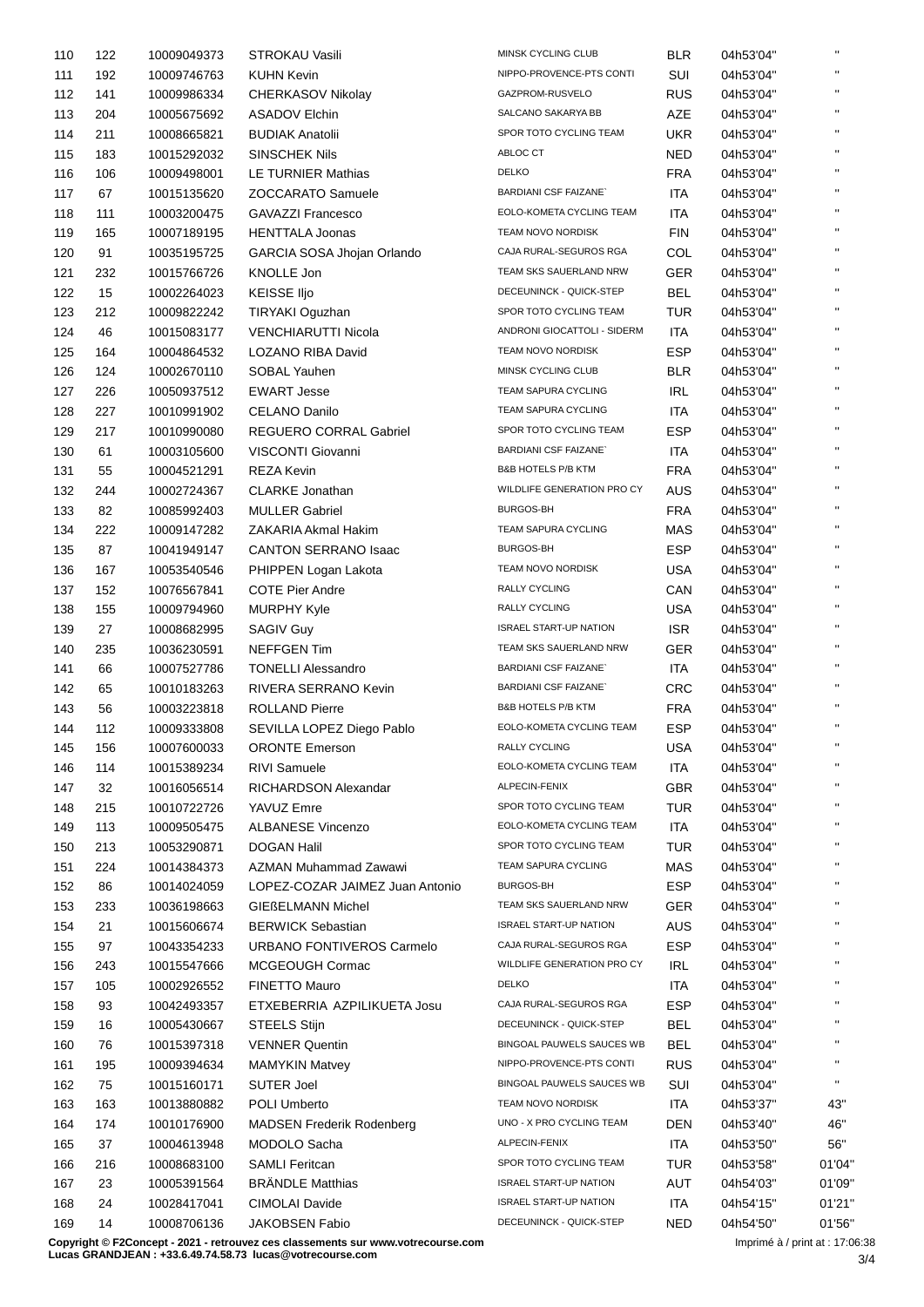| | | | | | | | |
|---|---|---|---|---|---|---|---|
| 110 | 122 | 10009049373 | STROKAU Vasili | MINSK CYCLING CLUB | BLR | 04h53'04'' | '' |
| 111 | 192 | 10009746763 | KUHN Kevin | NIPPO-PROVENCE-PTS CONTI | SUI | 04h53'04'' | '' |
| 112 | 141 | 10009986334 | CHERKASOV Nikolay | GAZPROM-RUSVELO | RUS | 04h53'04'' | '' |
| 113 | 204 | 10005675692 | ASADOV Elchin | SALCANO SAKARYA BB | AZE | 04h53'04'' | '' |
| 114 | 211 | 10008665821 | BUDIAK Anatolii | SPOR TOTO CYCLING TEAM | UKR | 04h53'04'' | '' |
| 115 | 183 | 10015292032 | SINSCHEK Nils | ABLOC CT | NED | 04h53'04'' | '' |
| 116 | 106 | 10009498001 | LE TURNIER Mathias | DELKO | FRA | 04h53'04'' | '' |
| 117 | 67 | 10015135620 | ZOCCARATO Samuele | BARDIANI CSF FAIZANE` | ITA | 04h53'04'' | '' |
| 118 | 111 | 10003200475 | GAVAZZI Francesco | EOLO-KOMETA CYCLING TEAM | ITA | 04h53'04'' | '' |
| 119 | 165 | 10007189195 | HENTTALA Joonas | TEAM NOVO NORDISK | FIN | 04h53'04'' | '' |
| 120 | 91 | 10035195725 | GARCIA SOSA Jhojan Orlando | CAJA RURAL-SEGUROS RGA | COL | 04h53'04'' | '' |
| 121 | 232 | 10015766726 | KNOLLE Jon | TEAM SKS SAUERLAND NRW | GER | 04h53'04'' | '' |
| 122 | 15 | 10002264023 | KEISSE Iljo | DECEUNINCK - QUICK-STEP | BEL | 04h53'04'' | '' |
| 123 | 212 | 10009822242 | TIRYAKI Oguzhan | SPOR TOTO CYCLING TEAM | TUR | 04h53'04'' | '' |
| 124 | 46 | 10015083177 | VENCHIARUTTI Nicola | ANDRONI GIOCATTOLI - SIDERM | ITA | 04h53'04'' | '' |
| 125 | 164 | 10004864532 | LOZANO RIBA David | TEAM NOVO NORDISK | ESP | 04h53'04'' | '' |
| 126 | 124 | 10002670110 | SOBAL Yauhen | MINSK CYCLING CLUB | BLR | 04h53'04'' | '' |
| 127 | 226 | 10050937512 | EWART Jesse | TEAM SAPURA CYCLING | IRL | 04h53'04'' | '' |
| 128 | 227 | 10010991902 | CELANO Danilo | TEAM SAPURA CYCLING | ITA | 04h53'04'' | '' |
| 129 | 217 | 10010990080 | REGUERO CORRAL Gabriel | SPOR TOTO CYCLING TEAM | ESP | 04h53'04'' | '' |
| 130 | 61 | 10003105600 | VISCONTI Giovanni | BARDIANI CSF FAIZANE` | ITA | 04h53'04'' | '' |
| 131 | 55 | 10004521291 | REZA Kevin | B&B HOTELS P/B KTM | FRA | 04h53'04'' | '' |
| 132 | 244 | 10002724367 | CLARKE Jonathan | WILDLIFE GENERATION PRO CY | AUS | 04h53'04'' | '' |
| 133 | 82 | 10085992403 | MULLER Gabriel | BURGOS-BH | FRA | 04h53'04'' | '' |
| 134 | 222 | 10009147282 | ZAKARIA Akmal Hakim | TEAM SAPURA CYCLING | MAS | 04h53'04'' | '' |
| 135 | 87 | 10041949147 | CANTON SERRANO Isaac | BURGOS-BH | ESP | 04h53'04'' | '' |
| 136 | 167 | 10053540546 | PHIPPEN Logan Lakota | TEAM NOVO NORDISK | USA | 04h53'04'' | '' |
| 137 | 152 | 10076567841 | COTE Pier Andre | RALLY CYCLING | CAN | 04h53'04'' | '' |
| 138 | 155 | 10009794960 | MURPHY Kyle | RALLY CYCLING | USA | 04h53'04'' | '' |
| 139 | 27 | 10008682995 | SAGIV Guy | ISRAEL START-UP NATION | ISR | 04h53'04'' | '' |
| 140 | 235 | 10036230591 | NEFFGEN Tim | TEAM SKS SAUERLAND NRW | GER | 04h53'04'' | '' |
| 141 | 66 | 10007527786 | TONELLI Alessandro | BARDIANI CSF FAIZANE` | ITA | 04h53'04'' | '' |
| 142 | 65 | 10010183263 | RIVERA SERRANO Kevin | BARDIANI CSF FAIZANE` | CRC | 04h53'04'' | '' |
| 143 | 56 | 10003223818 | ROLLAND Pierre | B&B HOTELS P/B KTM | FRA | 04h53'04'' | '' |
| 144 | 112 | 10009333808 | SEVILLA LOPEZ Diego Pablo | EOLO-KOMETA CYCLING TEAM | ESP | 04h53'04'' | '' |
| 145 | 156 | 10007600033 | ORONTE Emerson | RALLY CYCLING | USA | 04h53'04'' | '' |
| 146 | 114 | 10015389234 | RIVI Samuele | EOLO-KOMETA CYCLING TEAM | ITA | 04h53'04'' | '' |
| 147 | 32 | 10016056514 | RICHARDSON Alexandar | ALPECIN-FENIX | GBR | 04h53'04'' | '' |
| 148 | 215 | 10010722726 | YAVUZ Emre | SPOR TOTO CYCLING TEAM | TUR | 04h53'04'' | '' |
| 149 | 113 | 10009505475 | ALBANESE Vincenzo | EOLO-KOMETA CYCLING TEAM | ITA | 04h53'04'' | '' |
| 150 | 213 | 10053290871 | DOGAN Halil | SPOR TOTO CYCLING TEAM | TUR | 04h53'04'' | '' |
| 151 | 224 | 10014384373 | AZMAN Muhammad Zawawi | TEAM SAPURA CYCLING | MAS | 04h53'04'' | '' |
| 152 | 86 | 10014024059 | LOPEZ-COZAR JAIMEZ Juan Antonio | BURGOS-BH | ESP | 04h53'04'' | '' |
| 153 | 233 | 10036198663 | GIEßELMANN Michel | TEAM SKS SAUERLAND NRW | GER | 04h53'04'' | '' |
| 154 | 21 | 10015606674 | BERWICK Sebastian | ISRAEL START-UP NATION | AUS | 04h53'04'' | '' |
| 155 | 97 | 10043354233 | URBANO FONTIVEROS Carmelo | CAJA RURAL-SEGUROS RGA | ESP | 04h53'04'' | '' |
| 156 | 243 | 10015547666 | MCGEOUGH Cormac | WILDLIFE GENERATION PRO CY | IRL | 04h53'04'' | '' |
| 157 | 105 | 10002926552 | FINETTO Mauro | DELKO | ITA | 04h53'04'' | '' |
| 158 | 93 | 10042493357 | ETXEBERRIA AZPILIKUETA Josu | CAJA RURAL-SEGUROS RGA | ESP | 04h53'04'' | '' |
| 159 | 16 | 10005430667 | STEELS Stijn | DECEUNINCK - QUICK-STEP | BEL | 04h53'04'' | '' |
| 160 | 76 | 10015397318 | VENNER Quentin | BINGOAL PAUWELS SAUCES WB | BEL | 04h53'04'' | '' |
| 161 | 195 | 10009394634 | MAMYKIN Matvey | NIPPO-PROVENCE-PTS CONTI | RUS | 04h53'04'' | '' |
| 162 | 75 | 10015160171 | SUTER Joel | BINGOAL PAUWELS SAUCES WB | SUI | 04h53'04'' | '' |
| 163 | 163 | 10013880882 | POLI Umberto | TEAM NOVO NORDISK | ITA | 04h53'37'' | 43'' |
| 164 | 174 | 10010176900 | MADSEN Frederik Rodenberg | UNO - X PRO CYCLING TEAM | DEN | 04h53'40'' | 46'' |
| 165 | 37 | 10004613948 | MODOLO Sacha | ALPECIN-FENIX | ITA | 04h53'50'' | 56'' |
| 166 | 216 | 10008683100 | SAMLI Feritcan | SPOR TOTO CYCLING TEAM | TUR | 04h53'58'' | 01'04'' |
| 167 | 23 | 10005391564 | BRÄNDLE Matthias | ISRAEL START-UP NATION | AUT | 04h54'03'' | 01'09'' |
| 168 | 24 | 10028417041 | CIMOLAI Davide | ISRAEL START-UP NATION | ITA | 04h54'15'' | 01'21'' |
| 169 | 14 | 10008706136 | JAKOBSEN Fabio | DECEUNINCK - QUICK-STEP | NED | 04h54'50'' | 01'56'' |

**Copyright © F2Concept - 2021 - retrouvez ces classements sur www.votrecourse.com**
**Lucas GRANDJEAN : +33.6.49.74.58.73 lucas@votrecourse.com**

Imprimé à / print at : 17:06:38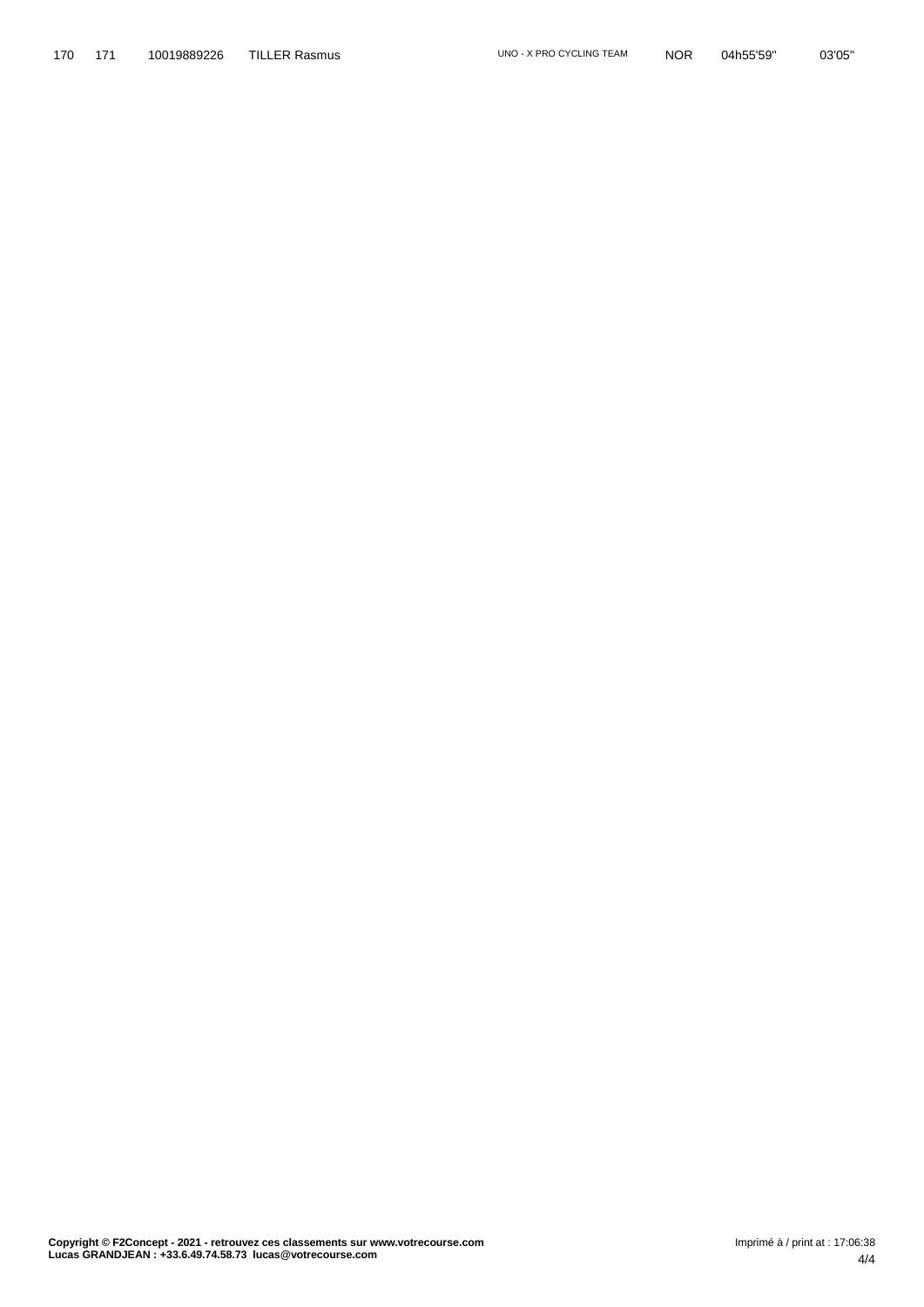| | | | | | | | |
|---|---|---|---|---|---|---|---|
| 170 | 171 | 10019889226 | TILLER Rasmus | UNO - X PRO CYCLING TEAM | NOR | 04h55'59'' | 03'05'' |

**Copyright © F2Concept - 2021 - retrouvez ces classements sur www.votrecourse.com**
**Lucas GRANDJEAN : +33.6.49.74.58.73 lucas@votrecourse.com**

Imprimé à / print at : 17:06:38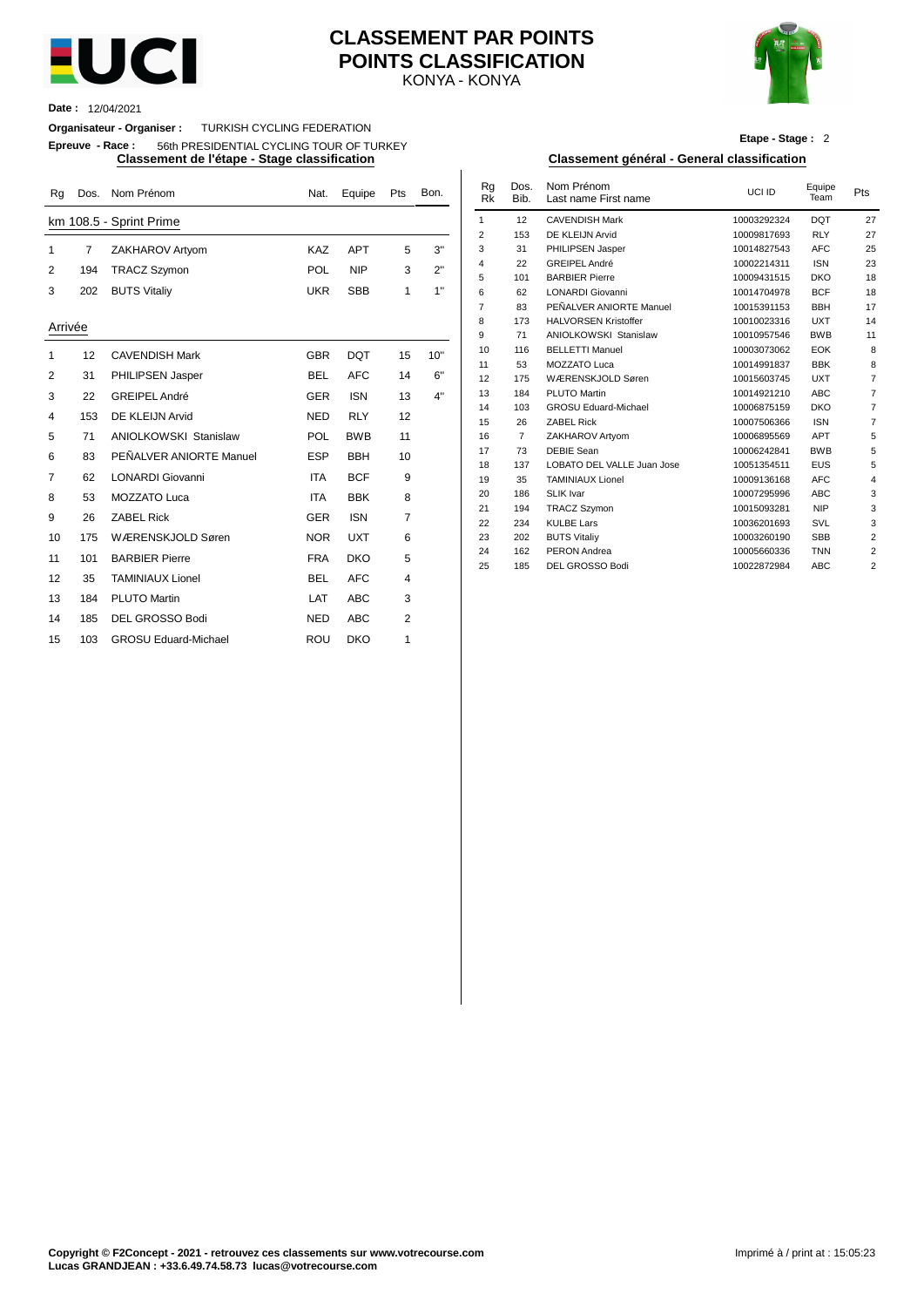# CLASSEMENT PAR POINTS
# POINTS CLASSIFICATION
KONYA - KONYA

**Date :** 12/04/2021

**Organisateur - Organiser :** TURKISH CYCLING FEDERATION

**Epreuve - Race :** 56th PRESIDENTIAL CYCLING TOUR OF TURKEY

**Etape - Stage :** 2

## Classement de l'étape - Stage classification

| Rg | Dos. | Nom Prénom | Nat. | Equipe | Pts | Bon. |
|---|---|---|---|---|---|---|
| km 108.5 - Sprint Prime | | | | | | |
| 1 | 7 | ZAKHAROV Artyom | KAZ | APT | 5 | 3" |
| 2 | 194 | TRACZ Szymon | POL | NIP | 3 | 2" |
| 3 | 202 | BUTS Vitaliy | UKR | SBB | 1 | 1" |
| Arrivée | | | | | | |
| 1 | 12 | CAVENDISH Mark | GBR | DQT | 15 | 10" |
| 2 | 31 | PHILIPSEN Jasper | BEL | AFC | 14 | 6" |
| 3 | 22 | GREIPEL André | GER | ISN | 13 | 4" |
| 4 | 153 | DE KLEIJN Arvid | NED | RLY | 12 | |
| 5 | 71 | ANIOLKOWSKI Stanislaw | POL | BWB | 11 | |
| 6 | 83 | PEÑALVER ANIORTE Manuel | ESP | BBH | 10 | |
| 7 | 62 | LONARDI Giovanni | ITA | BCF | 9 | |
| 8 | 53 | MOZZATO Luca | ITA | BBK | 8 | |
| 9 | 26 | ZABEL Rick | GER | ISN | 7 | |
| 10 | 175 | WÆRENSKJOLD Søren | NOR | UXT | 6 | |
| 11 | 101 | BARBIER Pierre | FRA | DKO | 5 | |
| 12 | 35 | TAMINIAUX Lionel | BEL | AFC | 4 | |
| 13 | 184 | PLUTO Martin | LAT | ABC | 3 | |
| 14 | 185 | DEL GROSSO Bodi | NED | ABC | 2 | |
| 15 | 103 | GROSU Eduard-Michael | ROU | DKO | 1 | |

## Classement général - General classification

| Rg Rk | Dos. Bib. | Nom Prénom Last name First name | UCI ID | Equipe Team | Pts |
|---|---|---|---|---|---|
| 1 | 12 | CAVENDISH Mark | 10003292324 | DQT | 27 |
| 2 | 153 | DE KLEIJN Arvid | 10009817693 | RLY | 27 |
| 3 | 31 | PHILIPSEN Jasper | 10014827543 | AFC | 25 |
| 4 | 22 | GREIPEL André | 10002214311 | ISN | 23 |
| 5 | 101 | BARBIER Pierre | 10009431515 | DKO | 18 |
| 6 | 62 | LONARDI Giovanni | 10014704978 | BCF | 18 |
| 7 | 83 | PEÑALVER ANIORTE Manuel | 10015391153 | BBH | 17 |
| 8 | 173 | HALVORSEN Kristoffer | 10010023316 | UXT | 14 |
| 9 | 71 | ANIOLKOWSKI Stanislaw | 10010957546 | BWB | 11 |
| 10 | 116 | BELLETTI Manuel | 10003073062 | EOK | 8 |
| 11 | 53 | MOZZATO Luca | 10014991837 | BBK | 8 |
| 12 | 175 | WÆRENSKJOLD Søren | 10015603745 | UXT | 7 |
| 13 | 184 | PLUTO Martin | 10014921210 | ABC | 7 |
| 14 | 103 | GROSU Eduard-Michael | 10006875159 | DKO | 7 |
| 15 | 26 | ZABEL Rick | 10007506366 | ISN | 7 |
| 16 | 7 | ZAKHAROV Artyom | 10006895569 | APT | 5 |
| 17 | 73 | DEBIE Sean | 10006242841 | BWB | 5 |
| 18 | 137 | LOBATO DEL VALLE Juan Jose | 10051354511 | EUS | 5 |
| 19 | 35 | TAMINIAUX Lionel | 10009136168 | AFC | 4 |
| 20 | 186 | SLIK Ivar | 10007295996 | ABC | 3 |
| 21 | 194 | TRACZ Szymon | 10015093281 | NIP | 3 |
| 22 | 234 | KULBE Lars | 10036201693 | SVL | 3 |
| 23 | 202 | BUTS Vitaliy | 10003260190 | SBB | 2 |
| 24 | 162 | PERON Andrea | 10005660336 | TNN | 2 |
| 25 | 185 | DEL GROSSO Bodi | 10022872984 | ABC | 2 |

**Copyright © F2Concept - 2021 - retrouvez ces classements sur www.votrecourse.com**
**Lucas GRANDJEAN : +33.6.49.74.58.73 lucas@votrecourse.com**

Imprimé à / print at : 15:05:23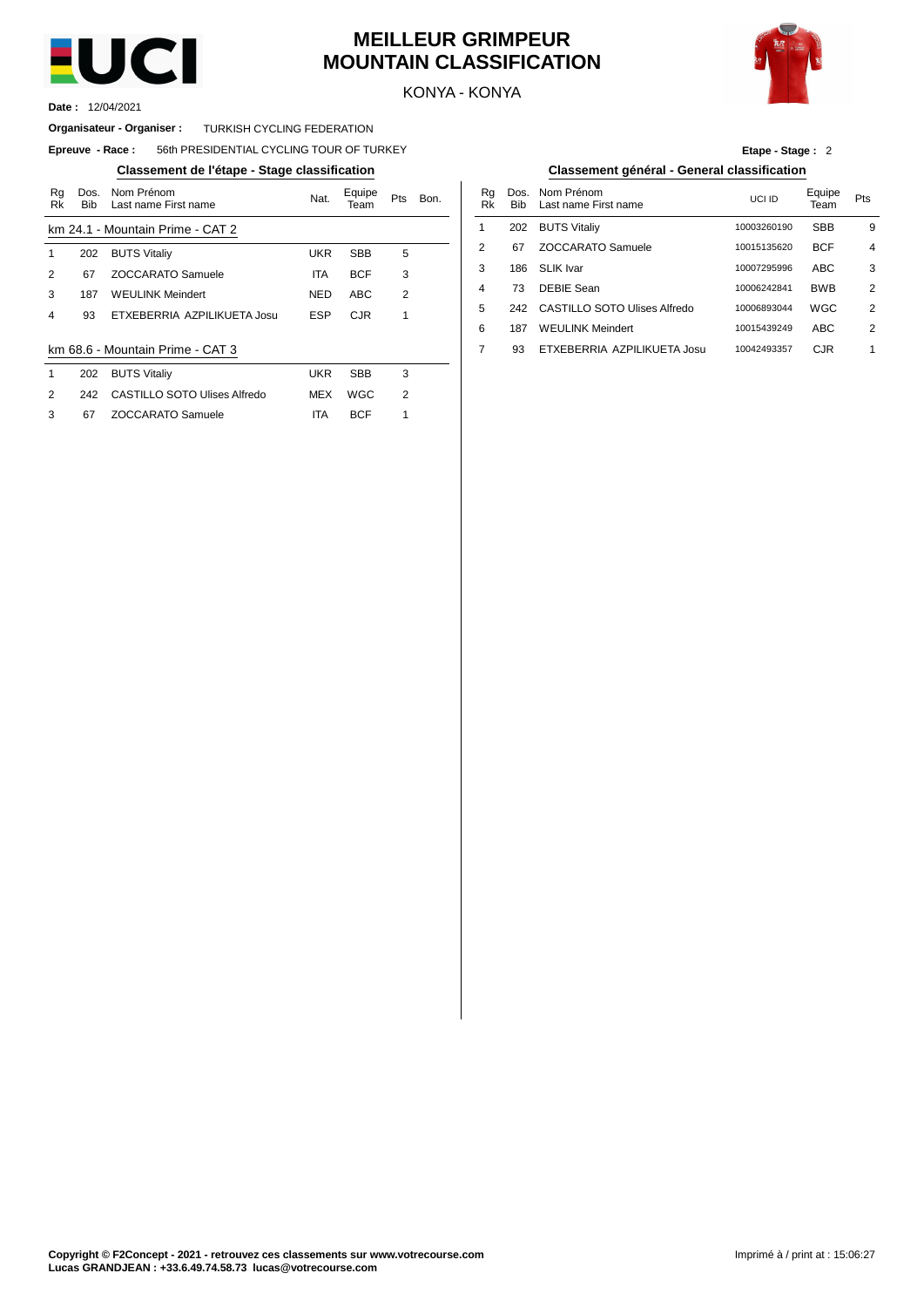# MEILLEUR GRIMPEUR
# MOUNTAIN CLASSIFICATION

KONYA - KONYA

**Date :** 12/04/2021

**Organisateur - Organiser :** TURKISH CYCLING FEDERATION

**Epreuve - Race :** 56th PRESIDENTIAL CYCLING TOUR OF TURKEY

**Etape - Stage :** 2

## Classement de l'étape - Stage classification

| Rg Rk | Dos. Bib | Nom Prénom Last name First name | Nat. | Equipe Team | Pts | Bon. |
|---|---|---|---|---|---|---|
| **km 24.1 - Mountain Prime - CAT 2** | | | | | | |
| 1 | 202 | BUTS Vitaliy | UKR | SBB | 5 | |
| 2 | 67 | ZOCCARATO Samuele | ITA | BCF | 3 | |
| 3 | 187 | WEULINK Meindert | NED | ABC | 2 | |
| 4 | 93 | ETXEBERRIA AZPILIKUETA Josu | ESP | CJR | 1 | |
| **km 68.6 - Mountain Prime - CAT 3** | | | | | | |
| 1 | 202 | BUTS Vitaliy | UKR | SBB | 3 | |
| 2 | 242 | CASTILLO SOTO Ulises Alfredo | MEX | WGC | 2 | |
| 3 | 67 | ZOCCARATO Samuele | ITA | BCF | 1 | |

## Classement général - General classification

| Rg Rk | Dos. Bib | Nom Prénom Last name First name | UCI ID | Equipe Team | Pts |
|---|---|---|---|---|---|
| 1 | 202 | BUTS Vitaliy | 10003260190 | SBB | 9 |
| 2 | 67 | ZOCCARATO Samuele | 10015135620 | BCF | 4 |
| 3 | 186 | SLIK Ivar | 10007295996 | ABC | 3 |
| 4 | 73 | DEBIE Sean | 10006242841 | BWB | 2 |
| 5 | 242 | CASTILLO SOTO Ulises Alfredo | 10006893044 | WGC | 2 |
| 6 | 187 | WEULINK Meindert | 10015439249 | ABC | 2 |
| 7 | 93 | ETXEBERRIA AZPILIKUETA Josu | 10042493357 | CJR | 1 |

**Copyright © F2Concept - 2021 - retrouvez ces classements sur www.votrecourse.com**
**Lucas GRANDJEAN : +33.6.49.74.58.73 lucas@votrecourse.com**

Imprimé à / print at : 15:06:27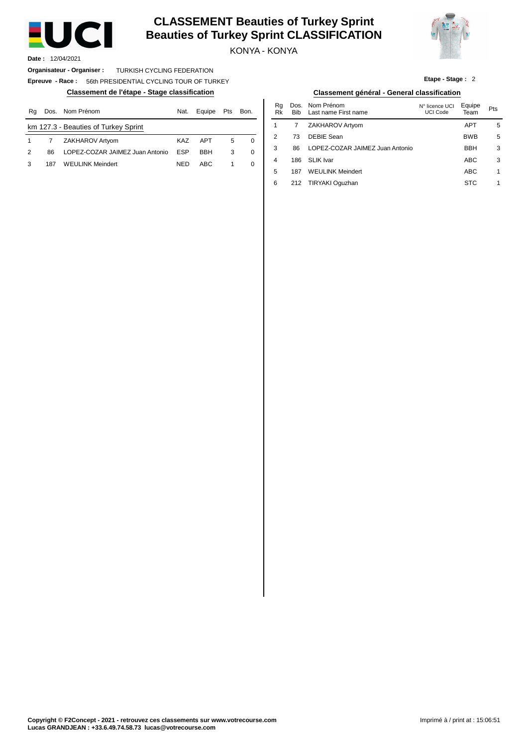# CLASSEMENT Beauties of Turkey Sprint
# Beauties of Turkey Sprint CLASSIFICATION

KONYA - KONYA

**Date :** 12/04/2021

**Organisateur - Organiser :** TURKISH CYCLING FEDERATION

**Epreuve - Race :** 56th PRESIDENTIAL CYCLING TOUR OF TURKEY

**Etape - Stage :** 2

## Classement de l'étape - Stage classification

| Rg | Dos. | Nom Prénom | Nat. | Equipe | Pts | Bon. |
|---|---|---|---|---|---|---|
| km 127.3 - Beauties of Turkey Sprint | | | | | | |
| 1 | 7 | ZAKHAROV Artyom | KAZ | APT | 5 | 0 |
| 2 | 86 | LOPEZ-COZAR JAIMEZ Juan Antonio | ESP | BBH | 3 | 0 |
| 3 | 187 | WEULINK Meindert | NED | ABC | 1 | 0 |

## Classement général - General classification

| Rg Rk | Dos. Bib | Nom Prénom Last name First name | N° licence UCI UCI Code | Equipe Team | Pts |
|---|---|---|---|---|---|
| 1 | 7 | ZAKHAROV Artyom | | APT | 5 |
| 2 | 73 | DEBIE Sean | | BWB | 5 |
| 3 | 86 | LOPEZ-COZAR JAIMEZ Juan Antonio | | BBH | 3 |
| 4 | 186 | SLIK Ivar | | ABC | 3 |
| 5 | 187 | WEULINK Meindert | | ABC | 1 |
| 6 | 212 | TIRYAKI Oguzhan | | STC | 1 |

**Copyright © F2Concept - 2021 - retrouvez ces classements sur www.votrecourse.com**
**Lucas GRANDJEAN : +33.6.49.74.58.73 lucas@votrecourse.com**

Imprimé à / print at : 15:06:51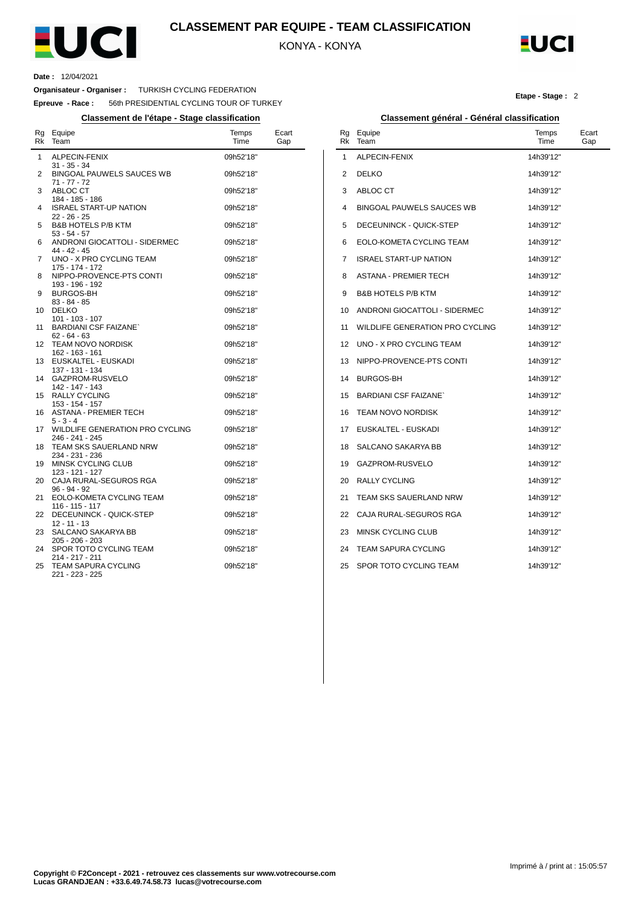# CLASSEMENT PAR EQUIPE - TEAM CLASSIFICATION

KONYA - KONYA

**Date :** 12/04/2021

**Organisateur - Organiser :** TURKISH CYCLING FEDERATION

**Epreuve - Race :** 56th PRESIDENTIAL CYCLING TOUR OF TURKEY

**Etape - Stage :** 2

## Classement de l'étape - Stage classification

| Rg Rk | Equipe Team | Temps Time | Ecart Gap |
|---|---|---|---|
| 1 | ALPECIN-FENIX<br>31 - 35 - 34 | 09h52'18'' | |
| 2 | BINGOAL PAUWELS SAUCES WB<br>71 - 77 - 72 | 09h52'18'' | |
| 3 | ABLOC CT<br>184 - 185 - 186 | 09h52'18'' | |
| 4 | ISRAEL START-UP NATION<br>22 - 26 - 25 | 09h52'18'' | |
| 5 | B&B HOTELS P/B KTM<br>53 - 54 - 57 | 09h52'18'' | |
| 6 | ANDRONI GIOCATTOLI - SIDERMEC<br>44 - 42 - 45 | 09h52'18'' | |
| 7 | UNO - X PRO CYCLING TEAM<br>175 - 174 - 172 | 09h52'18'' | |
| 8 | NIPPO-PROVENCE-PTS CONTI<br>193 - 196 - 192 | 09h52'18'' | |
| 9 | BURGOS-BH<br>83 - 84 - 85 | 09h52'18'' | |
| 10 | DELKO<br>101 - 103 - 107 | 09h52'18'' | |
| 11 | BARDIANI CSF FAIZANE`<br>62 - 64 - 63 | 09h52'18'' | |
| 12 | TEAM NOVO NORDISK<br>162 - 163 - 161 | 09h52'18'' | |
| 13 | EUSKALTEL - EUSKADI<br>137 - 131 - 134 | 09h52'18'' | |
| 14 | GAZPROM-RUSVELO<br>142 - 147 - 143 | 09h52'18'' | |
| 15 | RALLY CYCLING<br>153 - 154 - 157 | 09h52'18'' | |
| 16 | ASTANA - PREMIER TECH<br>5 - 3 - 4 | 09h52'18'' | |
| 17 | WILDLIFE GENERATION PRO CYCLING<br>246 - 241 - 245 | 09h52'18'' | |
| 18 | TEAM SKS SAUERLAND NRW<br>234 - 231 - 236 | 09h52'18'' | |
| 19 | MINSK CYCLING CLUB<br>123 - 121 - 127 | 09h52'18'' | |
| 20 | CAJA RURAL-SEGUROS RGA<br>96 - 94 - 92 | 09h52'18'' | |
| 21 | EOLO-KOMETA CYCLING TEAM<br>116 - 115 - 117 | 09h52'18'' | |
| 22 | DECEUNINCK - QUICK-STEP<br>12 - 11 - 13 | 09h52'18'' | |
| 23 | SALCANO SAKARYA BB<br>205 - 206 - 203 | 09h52'18'' | |
| 24 | SPOR TOTO CYCLING TEAM<br>214 - 217 - 211 | 09h52'18'' | |
| 25 | TEAM SAPURA CYCLING<br>221 - 223 - 225 | 09h52'18'' | |

## Classement général - Général classification

| Rg Rk | Equipe Team | Temps Time | Ecart Gap |
|---|---|---|---|
| 1 | ALPECIN-FENIX | 14h39'12'' | |
| 2 | DELKO | 14h39'12'' | |
| 3 | ABLOC CT | 14h39'12'' | |
| 4 | BINGOAL PAUWELS SAUCES WB | 14h39'12'' | |
| 5 | DECEUNINCK - QUICK-STEP | 14h39'12'' | |
| 6 | EOLO-KOMETA CYCLING TEAM | 14h39'12'' | |
| 7 | ISRAEL START-UP NATION | 14h39'12'' | |
| 8 | ASTANA - PREMIER TECH | 14h39'12'' | |
| 9 | B&B HOTELS P/B KTM | 14h39'12'' | |
| 10 | ANDRONI GIOCATTOLI - SIDERMEC | 14h39'12'' | |
| 11 | WILDLIFE GENERATION PRO CYCLING | 14h39'12'' | |
| 12 | UNO - X PRO CYCLING TEAM | 14h39'12'' | |
| 13 | NIPPO-PROVENCE-PTS CONTI | 14h39'12'' | |
| 14 | BURGOS-BH | 14h39'12'' | |
| 15 | BARDIANI CSF FAIZANE` | 14h39'12'' | |
| 16 | TEAM NOVO NORDISK | 14h39'12'' | |
| 17 | EUSKALTEL - EUSKADI | 14h39'12'' | |
| 18 | SALCANO SAKARYA BB | 14h39'12'' | |
| 19 | GAZPROM-RUSVELO | 14h39'12'' | |
| 20 | RALLY CYCLING | 14h39'12'' | |
| 21 | TEAM SKS SAUERLAND NRW | 14h39'12'' | |
| 22 | CAJA RURAL-SEGUROS RGA | 14h39'12'' | |
| 23 | MINSK CYCLING CLUB | 14h39'12'' | |
| 24 | TEAM SAPURA CYCLING | 14h39'12'' | |
| 25 | SPOR TOTO CYCLING TEAM | 14h39'12'' | |

Imprimé à / print at : 15:05:57

**Copyright © F2Concept - 2021 - retrouvez ces classements sur www.votrecourse.com**
**Lucas GRANDJEAN : +33.6.49.74.58.73 lucas@votrecourse.com**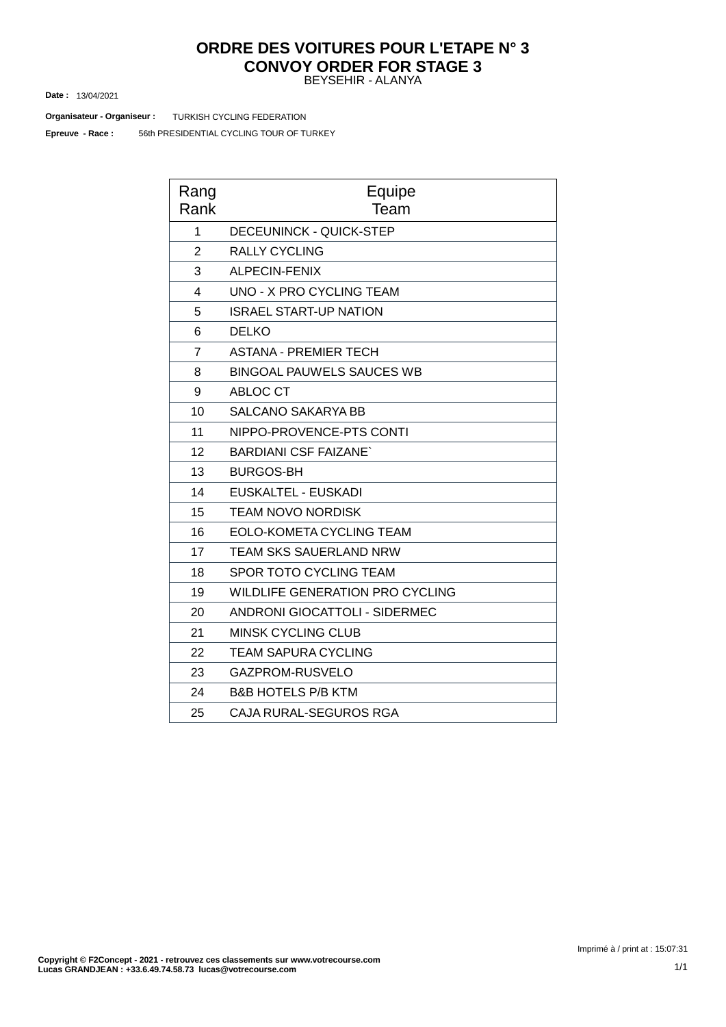# ORDRE DES VOITURES POUR L'ETAPE N° 3
# CONVOY ORDER FOR STAGE 3

BEYSEHIR - ALANYA

**Date :** 13/04/2021

**Organisateur - Organiseur :** TURKISH CYCLING FEDERATION

**Epreuve - Race :** 56th PRESIDENTIAL CYCLING TOUR OF TURKEY

| Rang Rank | Equipe Team |
|---|---|
| 1 | DECEUNINCK - QUICK-STEP |
| 2 | RALLY CYCLING |
| 3 | ALPECIN-FENIX |
| 4 | UNO - X PRO CYCLING TEAM |
| 5 | ISRAEL START-UP NATION |
| 6 | DELKO |
| 7 | ASTANA - PREMIER TECH |
| 8 | BINGOAL PAUWELS SAUCES WB |
| 9 | ABLOC CT |
| 10 | SALCANO SAKARYA BB |
| 11 | NIPPO-PROVENCE-PTS CONTI |
| 12 | BARDIANI CSF FAIZANE` |
| 13 | BURGOS-BH |
| 14 | EUSKALTEL - EUSKADI |
| 15 | TEAM NOVO NORDISK |
| 16 | EOLO-KOMETA CYCLING TEAM |
| 17 | TEAM SKS SAUERLAND NRW |
| 18 | SPOR TOTO CYCLING TEAM |
| 19 | WILDLIFE GENERATION PRO CYCLING |
| 20 | ANDRONI GIOCATTOLI - SIDERMEC |
| 21 | MINSK CYCLING CLUB |
| 22 | TEAM SAPURA CYCLING |
| 23 | GAZPROM-RUSVELO |
| 24 | B&B HOTELS P/B KTM |
| 25 | CAJA RURAL-SEGUROS RGA |

Imprimé à / print at : 15:07:31

**Copyright © F2Concept - 2021 - retrouvez ces classements sur www.votrecourse.com**
**Lucas GRANDJEAN : +33.6.49.74.58.73 lucas@votrecourse.com**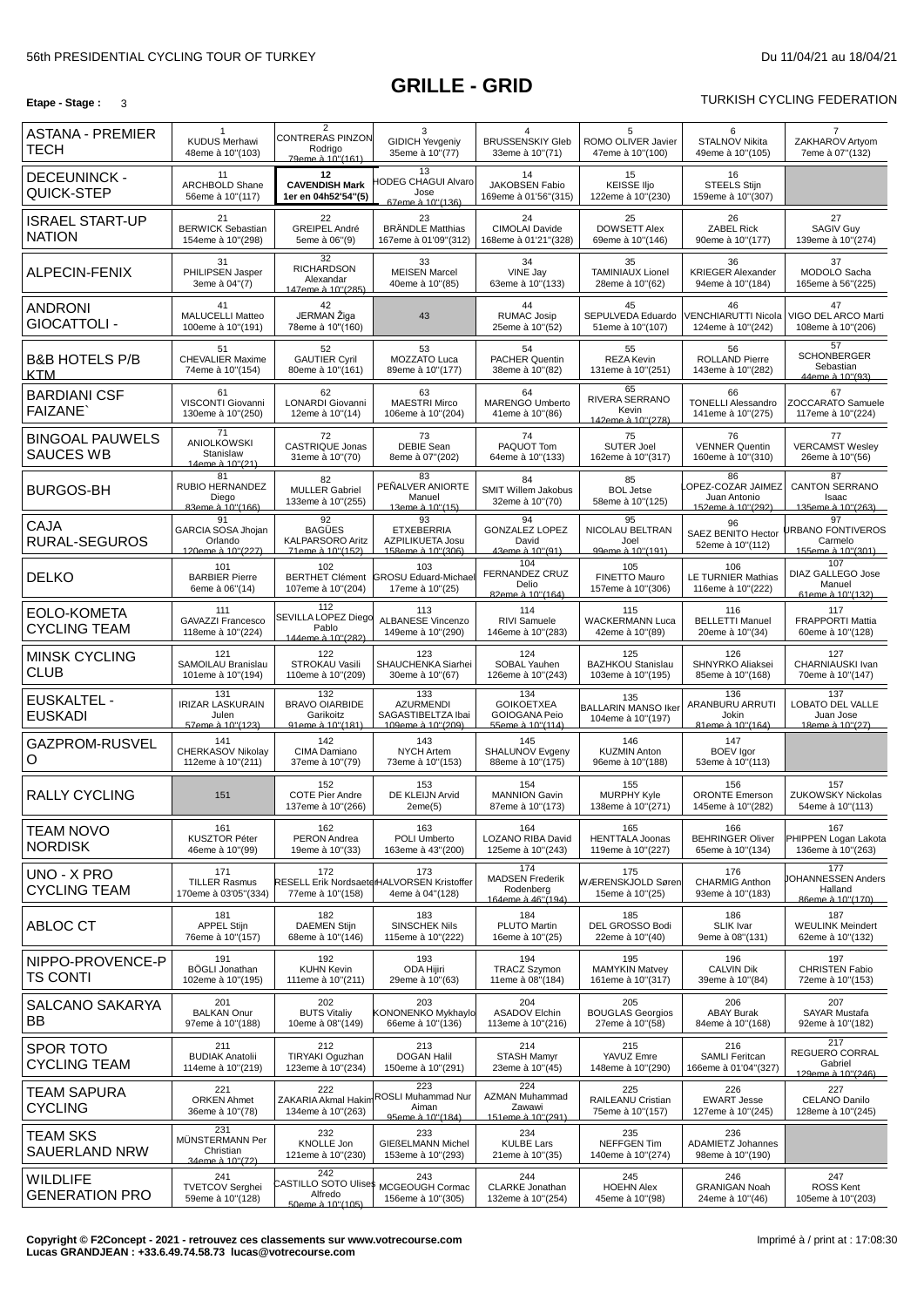56th PRESIDENTIAL CYCLING TOUR OF TURKEY

Du 11/04/21 au 18/04/21

# GRILLE - GRID

**Etape - Stage :** 3

TURKISH CYCLING FEDERATION

| Team | | | | | | | |
|---|---|---|---|---|---|---|---|
| ASTANA - PREMIER TECH | 1 KUDUS Merhawi 48eme à 10''(103) | 2 CONTRERAS PINZON Rodrigo 79eme à 10''(161) | 3 GIDICH Yevgeniy 35eme à 10''(77) | 4 BRUSSENSKIY Gleb 33eme à 10''(71) | 5 ROMO OLIVER Javier 47eme à 10''(100) | 6 STALNOV Nikita 49eme à 10''(105) | 7 ZAKHAROV Artyom 7eme à 07''(132) |
| DECEUNINCK - QUICK-STEP | 11 ARCHBOLD Shane 56eme à 10''(117) | **12 CAVENDISH Mark 1er en 04h52'54''(5)** | 13 HODEG CHAGUI Alvaro Jose 67eme à 10''(136) | 14 JAKOBSEN Fabio 169eme à 01'56''(315) | 15 KEISSE Iljo 122eme à 10''(230) | 16 STEELS Stijn 159eme à 10''(307) | |
| ISRAEL START-UP NATION | 21 BERWICK Sebastian 154eme à 10''(298) | 22 GREIPEL André 5eme à 06''(9) | 23 BRÄNDLE Matthias 167eme à 01'09''(312) | 24 CIMOLAI Davide 168eme à 01'21''(328) | 25 DOWSETT Alex 69eme à 10''(146) | 26 ZABEL Rick 90eme à 10''(177) | 27 SAGIV Guy 139eme à 10''(274) |
| ALPECIN-FENIX | 31 PHILIPSEN Jasper 3eme à 04''(7) | 32 RICHARDSON Alexandar 147eme à 10''(285) | 33 MEISEN Marcel 40eme à 10''(85) | 34 VINE Jay 63eme à 10''(133) | 35 TAMINIAUX Lionel 28eme à 10''(62) | 36 KRIEGER Alexander 94eme à 10''(184) | 37 MODOLO Sacha 165eme à 56''(225) |
| ANDRONI GIOCATTOLI - | 41 MALUCELLI Matteo 100eme à 10''(191) | 42 JERMAN Žiga 78eme à 10''(160) | 43 | 44 RUMAC Josip 25eme à 10''(52) | 45 SEPULVEDA Eduardo 51eme à 10''(107) | 46 VENCHIARUTTI Nicola 124eme à 10''(242) | 47 VIGO DEL ARCO Marti 108eme à 10''(206) |
| B&B HOTELS P/B KTM | 51 CHEVALIER Maxime 74eme à 10''(154) | 52 GAUTIER Cyril 80eme à 10''(161) | 53 MOZZATO Luca 89eme à 10''(177) | 54 PACHER Quentin 38eme à 10''(82) | 55 REZA Kevin 131eme à 10''(251) | 56 ROLLAND Pierre 143eme à 10''(282) | 57 SCHONBERGER Sebastian 44eme à 10''(93) |
| BARDIANI CSF FAIZANE` | 61 VISCONTI Giovanni 130eme à 10''(250) | 62 LONARDI Giovanni 12eme à 10''(14) | 63 MAESTRI Mirco 106eme à 10''(204) | 64 MARENGO Umberto 41eme à 10''(86) | 65 RIVERA SERRANO Kevin 142eme à 10''(278) | 66 TONELLI Alessandro 141eme à 10''(275) | 67 ZOCCARATO Samuele 117eme à 10''(224) |
| BINGOAL PAUWELS SAUCES WB | 71 ANIOLKOWSKI Stanislaw 14eme à 10''(21) | 72 CASTRIQUE Jonas 31eme à 10''(70) | 73 DEBIE Sean 8eme à 07''(202) | 74 PAQUOT Tom 64eme à 10''(133) | 75 SUTER Joel 162eme à 10''(317) | 76 VENNER Quentin 160eme à 10''(310) | 77 VERCAMST Wesley 26eme à 10''(56) |
| BURGOS-BH | 81 RUBIO HERNANDEZ Diego 83eme à 10''(166) | 82 MULLER Gabriel 133eme à 10''(255) | 83 PEÑALVER ANIORTE Manuel 13eme à 10''(15) | 84 SMIT Willem Jakobus 32eme à 10''(70) | 85 BOL Jetse 58eme à 10''(125) | 86 LOPEZ-COZAR JAIMEZ Juan Antonio 152eme à 10''(292) | 87 CANTON SERRANO Isaac 135eme à 10''(263) |
| CAJA RURAL-SEGUROS | 91 GARCIA SOSA Jhojan Orlando 120eme à 10''(227) | 92 BAGÜES KALPARSORO Aritz 71eme à 10''(152) | 93 ETXEBERRIA AZPILIKUETA Josu 158eme à 10''(306) | 94 GONZALEZ LOPEZ David 43eme à 10''(91) | 95 NICOLAU BELTRAN Joel 99eme à 10''(191) | 96 SAEZ BENITO Hector 52eme à 10''(112) | 97 URBANO FONTIVEROS Carmelo 155eme à 10''(301) |
| DELKO | 101 BARBIER Pierre 6eme à 06''(14) | 102 BERTHET Clément 107eme à 10''(204) | 103 GROSU Eduard-Michael 17eme à 10''(25) | 104 FERNANDEZ CRUZ Delio 82eme à 10''(164) | 105 FINETTO Mauro 157eme à 10''(306) | 106 LE TURNIER Mathias 116eme à 10''(222) | 107 DIAZ GALLEGO Jose Manuel 61eme à 10''(132) |
| EOLO-KOMETA CYCLING TEAM | 111 GAVAZZI Francesco 118eme à 10''(224) | 112 SEVILLA LOPEZ Diego Pablo 144eme à 10''(282) | 113 ALBANESE Vincenzo 149eme à 10''(290) | 114 RIVI Samuele 146eme à 10''(283) | 115 WACKERMANN Luca 42eme à 10''(89) | 116 BELLETTI Manuel 20eme à 10''(34) | 117 FRAPPORTI Mattia 60eme à 10''(128) |
| MINSK CYCLING CLUB | 121 SAMOILAU Branislau 101eme à 10''(194) | 122 STROKAU Vasili 110eme à 10''(209) | 123 SHAUCHENKA Siarhei 30eme à 10''(67) | 124 SOBAL Yauhen 126eme à 10''(243) | 125 BAZHKOU Stanislau 103eme à 10''(195) | 126 SHNYRKO Aliaksei 85eme à 10''(168) | 127 CHARNIAUSKI Ivan 70eme à 10''(147) |
| EUSKALTEL - EUSKADI | 131 IRIZAR LASKURAIN Julen 57eme à 10''(123) | 132 BRAVO OIARBIDE Garikoitz 91eme à 10''(181) | 133 AZURMENDI SAGASTIBELTZA Ibai 109eme à 10''(209) | 134 GOIKOETXEA GOIOGANA Peio 55eme à 10''(114) | 135 BALLARIN MANSO Iker 104eme à 10''(197) | 136 ARANBURU ARRUTI Jokin 81eme à 10''(164) | 137 LOBATO DEL VALLE Juan Jose 18eme à 10''(27) |
| GAZPROM-RUSVELO | 141 CHERKASOV Nikolay 112eme à 10''(211) | 142 CIMA Damiano 37eme à 10''(79) | 143 NYCH Artem 73eme à 10''(153) | 145 SHALUNOV Evgeny 88eme à 10''(175) | 146 KUZMIN Anton 96eme à 10''(188) | 147 BOEV Igor 53eme à 10''(113) | |
| RALLY CYCLING | 151 | 152 COTE Pier Andre 137eme à 10''(266) | 153 DE KLEIJN Arvid 2eme(5) | 154 MANNION Gavin 87eme à 10''(173) | 155 MURPHY Kyle 138eme à 10''(271) | 156 ORONTE Emerson 145eme à 10''(282) | 157 ZUKOWSKY Nickolas 54eme à 10''(113) |
| TEAM NOVO NORDISK | 161 KUSZTOR Péter 46eme à 10''(99) | 162 PERON Andrea 19eme à 10''(33) | 163 POLI Umberto 163eme à 43''(200) | 164 LOZANO RIBA David 125eme à 10''(243) | 165 HENTTALA Joonas 119eme à 10''(227) | 166 BEHRINGER Oliver 65eme à 10''(134) | 167 PHIPPEN Logan Lakota 136eme à 10''(263) |
| UNO - X PRO CYCLING TEAM | 171 TILLER Rasmus 170eme à 03'05''(334) | 172 RESELL Erik Nordsaeter 77eme à 10''(158) | 173 HALVORSEN Kristoffer 4eme à 04''(128) | 174 MADSEN Frederik Rodenberg 164eme à 46''(194) | 175 WÆRENSKJOLD Søren 15eme à 10''(25) | 176 CHARMIG Anthon 93eme à 10''(183) | 177 JOHANNESSEN Anders Halland 86eme à 10''(170) |
| ABLOC CT | 181 APPEL Stijn 76eme à 10''(157) | 182 DAEMEN Stijn 68eme à 10''(146) | 183 SINSCHEK Nils 115eme à 10''(222) | 184 PLUTO Martin 16eme à 10''(25) | 185 DEL GROSSO Bodi 22eme à 10''(40) | 186 SLIK Ivar 9eme à 08''(131) | 187 WEULINK Meindert 62eme à 10''(132) |
| NIPPO-PROVENCE-PTS CONTI | 191 BÖGLI Jonathan 102eme à 10''(195) | 192 KUHN Kevin 111eme à 10''(211) | 193 ODA Hijiri 29eme à 10''(63) | 194 TRACZ Szymon 11eme à 08''(184) | 195 MAMYKIN Matvey 161eme à 10''(317) | 196 CALVIN Dik 39eme à 10''(84) | 197 CHRISTEN Fabio 72eme à 10''(153) |
| SALCANO SAKARYA BB | 201 BALKAN Onur 97eme à 10''(188) | 202 BUTS Vitaliy 10eme à 08''(149) | 203 KONONENKO Mykhaylo 66eme à 10''(136) | 204 ASADOV Elchin 113eme à 10''(216) | 205 BOUGLAS Georgios 27eme à 10''(58) | 206 ABAY Burak 84eme à 10''(168) | 207 SAYAR Mustafa 92eme à 10''(182) |
| SPOR TOTO CYCLING TEAM | 211 BUDIAK Anatolii 114eme à 10''(219) | 212 TIRYAKI Oguzhan 123eme à 10''(234) | 213 DOGAN Halil 150eme à 10''(291) | 214 STASH Mamyr 23eme à 10''(45) | 215 YAVUZ Emre 148eme à 10''(290) | 216 SAMLI Feritcan 166eme à 01'04''(327) | 217 REGUERO CORRAL Gabriel 129eme à 10''(246) |
| TEAM SAPURA CYCLING | 221 ORKEN Ahmet 36eme à 10''(78) | 222 ZAKARIA Akmal Hakim 134eme à 10''(263) | 223 ROSLI Muhammad Nur Aiman 95eme à 10''(184) | 224 AZMAN Muhammad Zawawi 151eme à 10''(291) | 225 RAILEANU Cristian 75eme à 10''(157) | 226 EWART Jesse 127eme à 10''(245) | 227 CELANO Danilo 128eme à 10''(245) |
| TEAM SKS SAUERLAND NRW | 231 MÜNSTERMANN Per Christian 34eme à 10''(72) | 232 KNOLLE Jon 121eme à 10''(230) | 233 GIEßELMANN Michel 153eme à 10''(293) | 234 KULBE Lars 21eme à 10''(35) | 235 NEFFGEN Tim 140eme à 10''(274) | 236 ADAMIETZ Johannes 98eme à 10''(190) | |
| WILDLIFE GENERATION PRO | 241 TVETCOV Serghei 59eme à 10''(128) | 242 CASTILLO SOTO Ulises Alfredo 50eme à 10''(105) | 243 MCGEOUGH Cormac 156eme à 10''(305) | 244 CLARKE Jonathan 132eme à 10''(254) | 245 HOEHN Alex 45eme à 10''(98) | 246 GRANIGAN Noah 24eme à 10''(46) | 247 ROSS Kent 105eme à 10''(203) |

**Copyright © F2Concept - 2021 - retrouvez ces classements sur www.votrecourse.com**
**Lucas GRANDJEAN : +33.6.49.74.58.73 lucas@votrecourse.com**

Imprimé à / print at : 17:08:30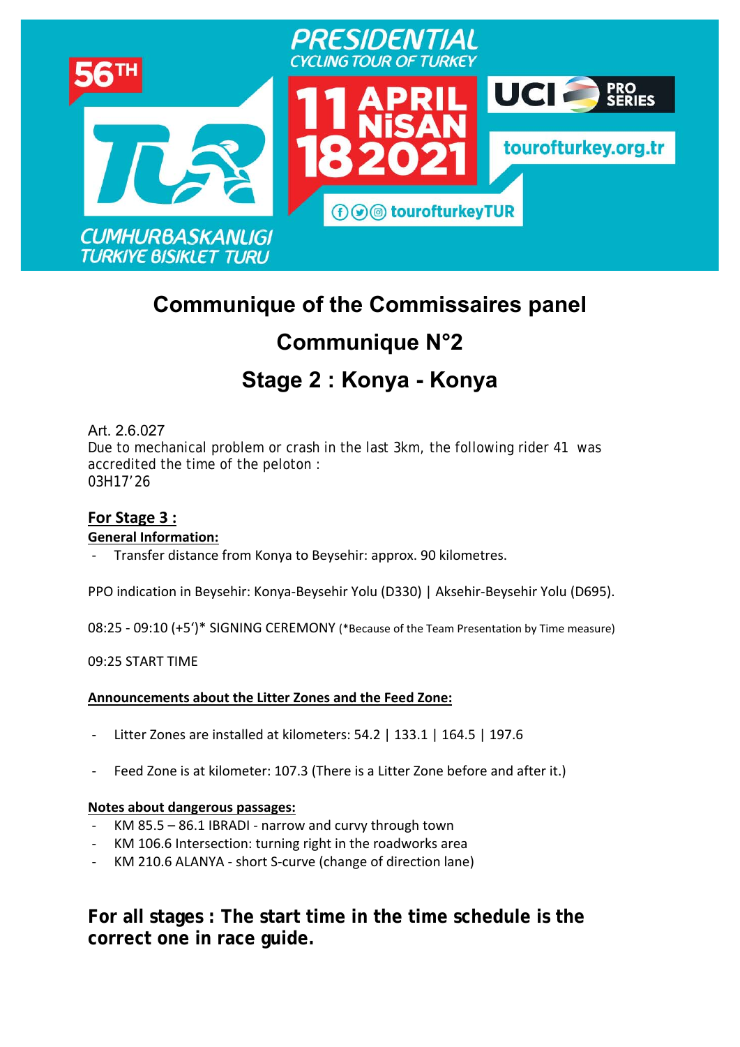PRESIDENTIAL CYCLING TOUR OF TURKEY

56TH

CUMHURBASKANLIGI TURKIYE BISIKLET TURU

11 APRIL NİSAN 18 2021

UCI PRO SERIES

tourofturkey.org.tr

tourofturkeyTUR

# Communique of the Commissaires panel

## Communique N°2

## Stage 2 : Konya - Konya

Art. 2.6.027
Due to mechanical problem or crash in the last 3km, the following rider 41 was accredited the time of the peloton :
03H17'26

### For Stage 3 :

**General Information:**

- Transfer distance from Konya to Beysehir: approx. 90 kilometres.

PPO indication in Beysehir: Konya-Beysehir Yolu (D330) | Aksehir-Beysehir Yolu (D695).

08:25 - 09:10 (+5')* SIGNING CEREMONY (*Because of the Team Presentation by Time measure)

09:25 START TIME

**Announcements about the Litter Zones and the Feed Zone:**

- Litter Zones are installed at kilometers: 54.2 | 133.1 | 164.5 | 197.6

- Feed Zone is at kilometer: 107.3 (There is a Litter Zone before and after it.)

**Notes about dangerous passages:**

- KM 85.5 – 86.1 IBRADI - narrow and curvy through town
- KM 106.6 Intersection: turning right in the roadworks area
- KM 210.6 ALANYA - short S-curve (change of direction lane)

**For all stages : The start time in the time schedule is the correct one in race guide.**